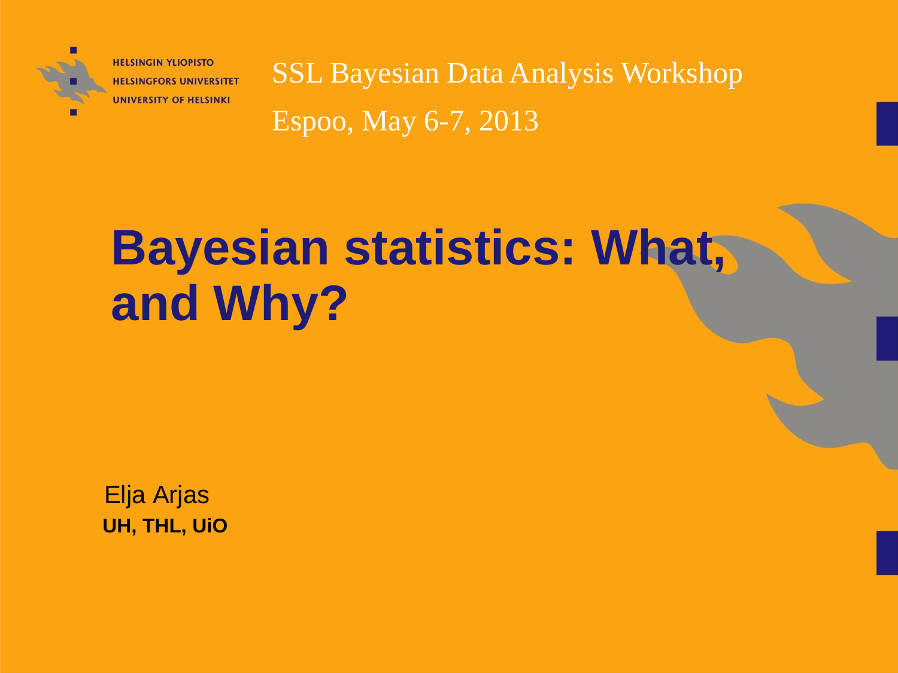HELSINGIN YLIOPISTO
HELSINGFORS UNIVERSITET
UNIVERSITY OF HELSINKI

SSL Bayesian Data Analysis Workshop

Espoo, May 6-7, 2013

# Bayesian statistics: What, and Why?

Elja Arjas

**UH, THL, UiO**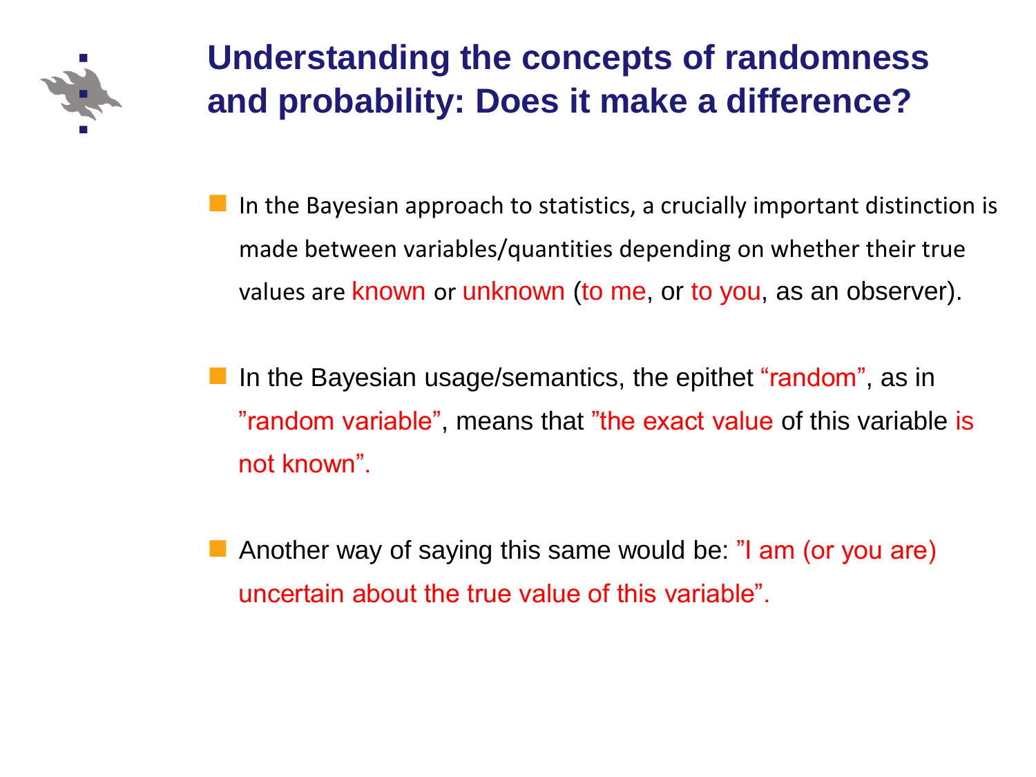# Understanding the concepts of randomness and probability: Does it make a difference?

- In the Bayesian approach to statistics, a crucially important distinction is made between variables/quantities depending on whether their true values are known or unknown (to me, or to you, as an observer).

- In the Bayesian usage/semantics, the epithet “random”, as in ”random variable”, means that ”the exact value of this variable is not known”.

- Another way of saying this same would be: ”I am (or you are) uncertain about the true value of this variable”.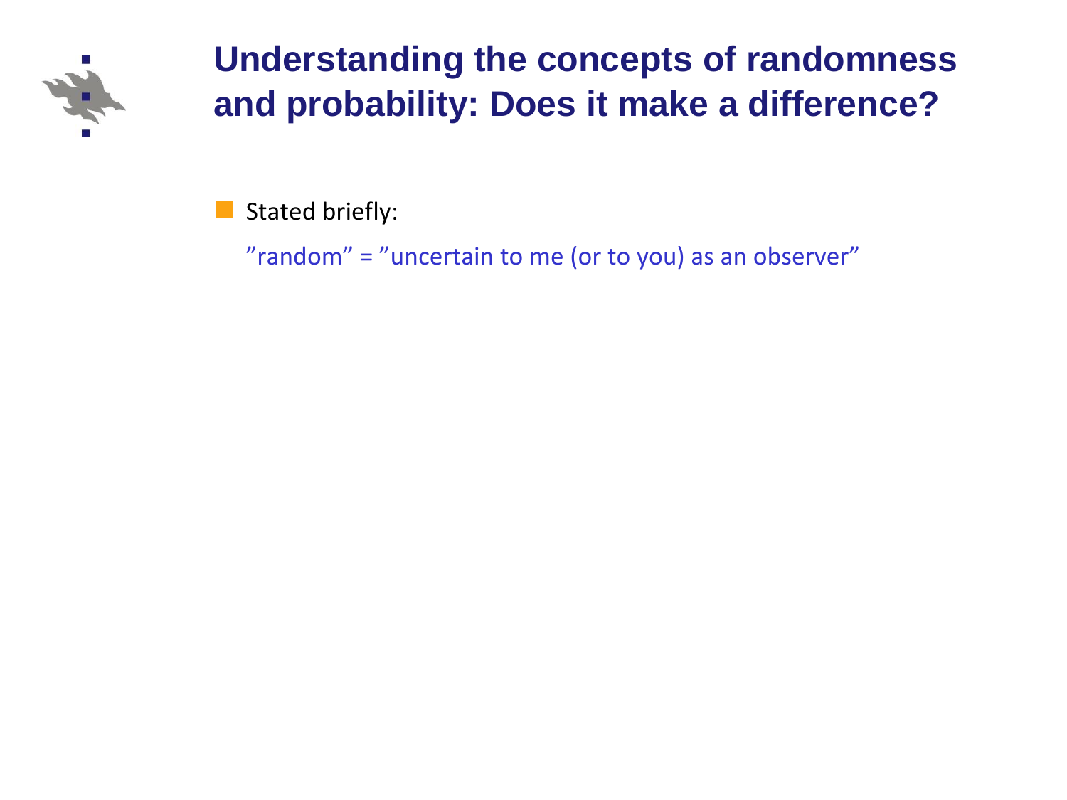# Understanding the concepts of randomness and probability: Does it make a difference?

- Stated briefly:

  ”random” = ”uncertain to me (or to you) as an observer”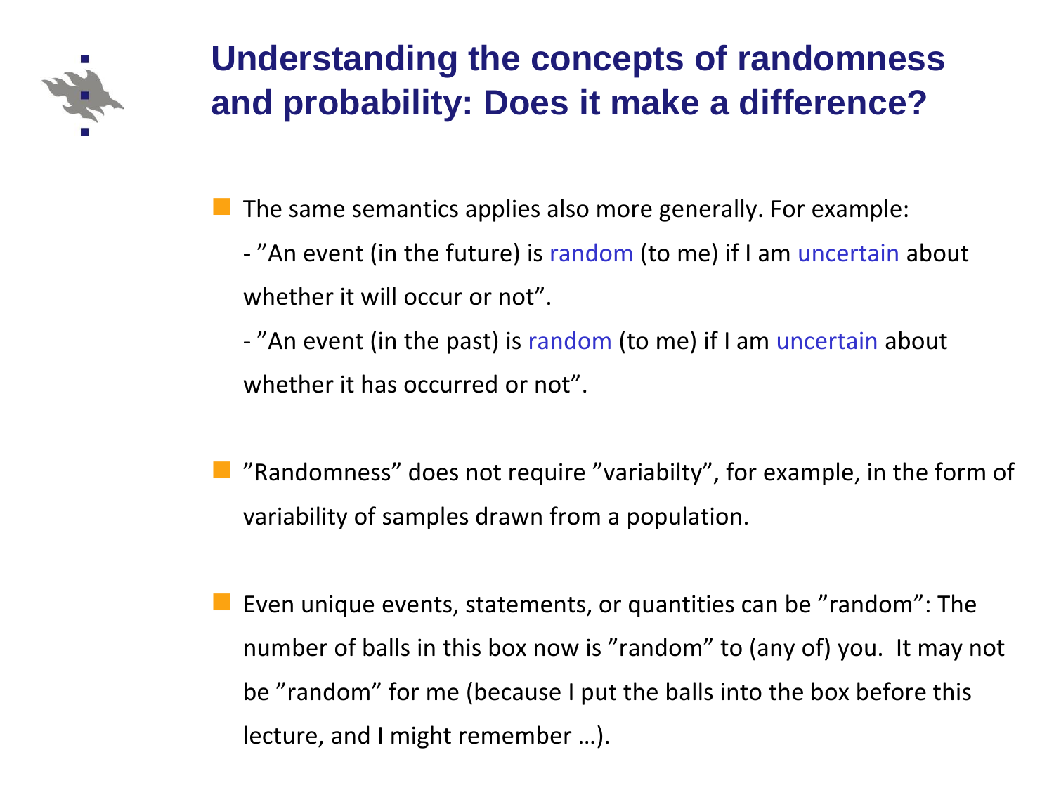# Understanding the concepts of randomness and probability: Does it make a difference?

- The same semantics applies also more generally. For example:
  - ”An event (in the future) is random (to me) if I am uncertain about whether it will occur or not”.
  - ”An event (in the past) is random (to me) if I am uncertain about whether it has occurred or not”.

- ”Randomness” does not require ”variabilty”, for example, in the form of variability of samples drawn from a population.

- Even unique events, statements, or quantities can be ”random”: The number of balls in this box now is ”random” to (any of) you. It may not be ”random” for me (because I put the balls into the box before this lecture, and I might remember …).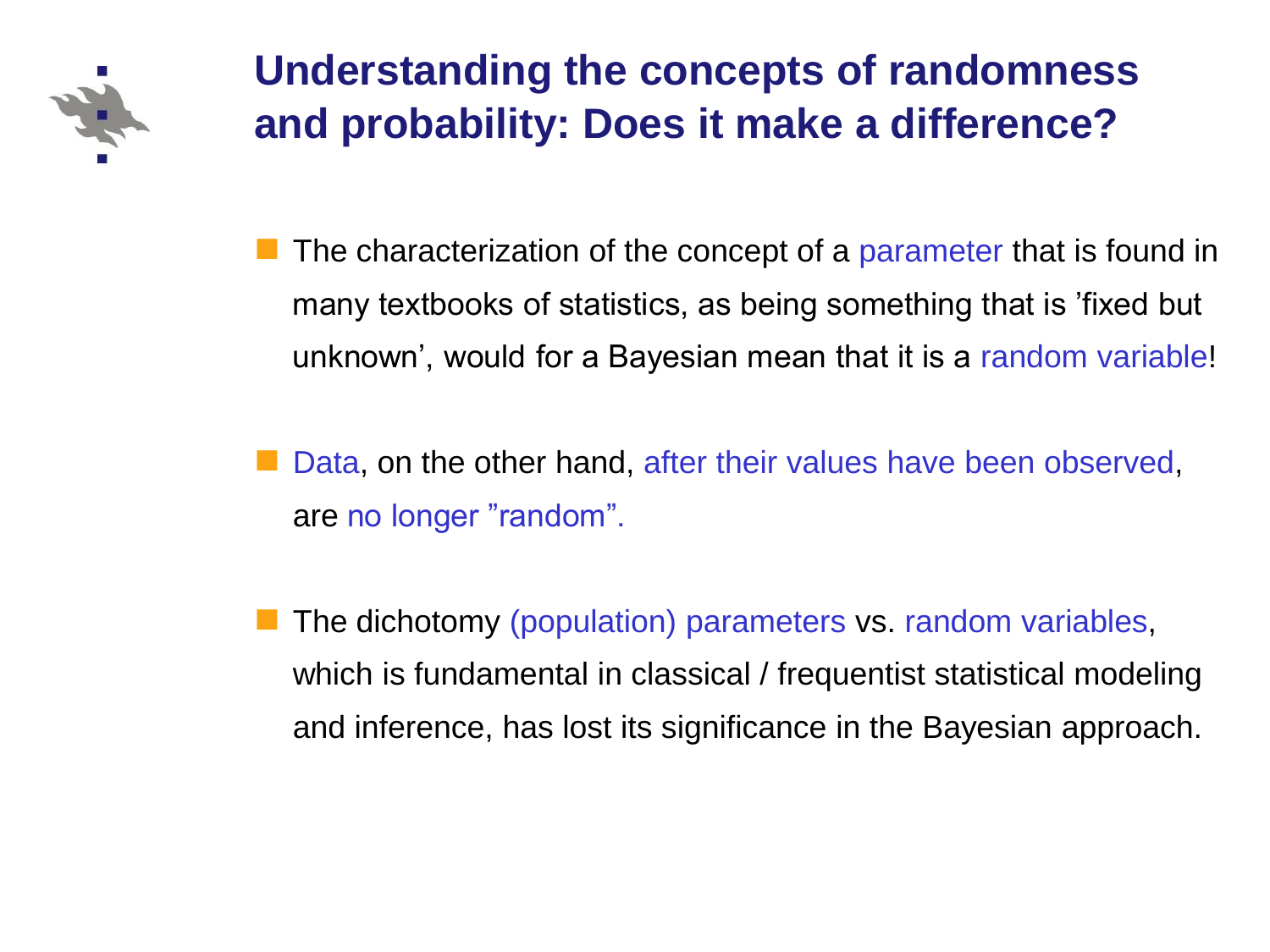# Understanding the concepts of randomness and probability: Does it make a difference?

- The characterization of the concept of a parameter that is found in many textbooks of statistics, as being something that is ’fixed but unknown’, would for a Bayesian mean that it is a random variable!

- Data, on the other hand, after their values have been observed, are no longer ”random”.

- The dichotomy (population) parameters vs. random variables, which is fundamental in classical / frequentist statistical modeling and inference, has lost its significance in the Bayesian approach.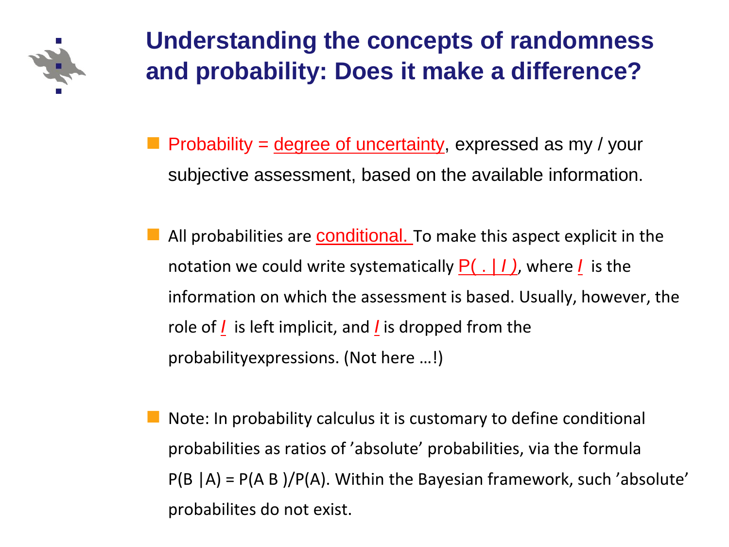# Understanding the concepts of randomness and probability: Does it make a difference?

- Probability = degree of uncertainty, expressed as my / your subjective assessment, based on the available information.

- All probabilities are conditional. To make this aspect explicit in the notation we could write systematically $P( . | I )$, where $I$ is the information on which the assessment is based. Usually, however, the role of $I$ is left implicit, and $I$ is dropped from the probabilityexpressions. (Not here …!)

- Note: In probability calculus it is customary to define conditional probabilities as ratios of 'absolute' probabilities, via the formula $P(B | A) = P(A B)/P(A)$. Within the Bayesian framework, such 'absolute' probabilites do not exist.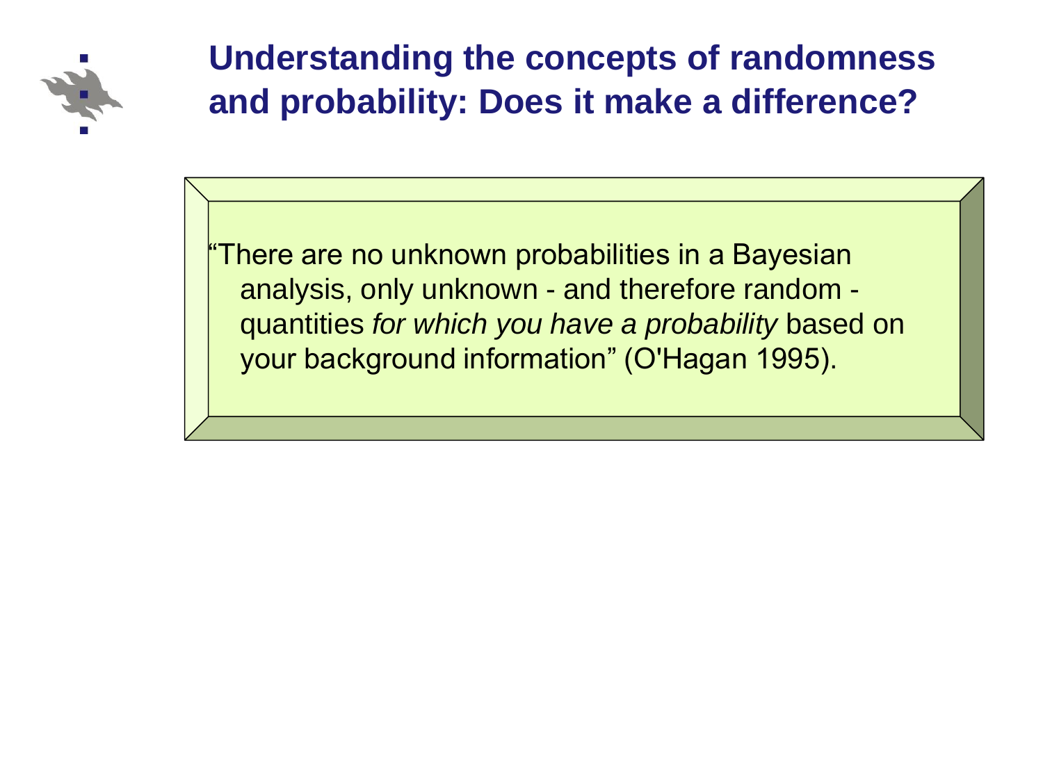# Understanding the concepts of randomness and probability: Does it make a difference?

"There are no unknown probabilities in a Bayesian analysis, only unknown - and therefore random - quantities *for which you have a probability* based on your background information" (O'Hagan 1995).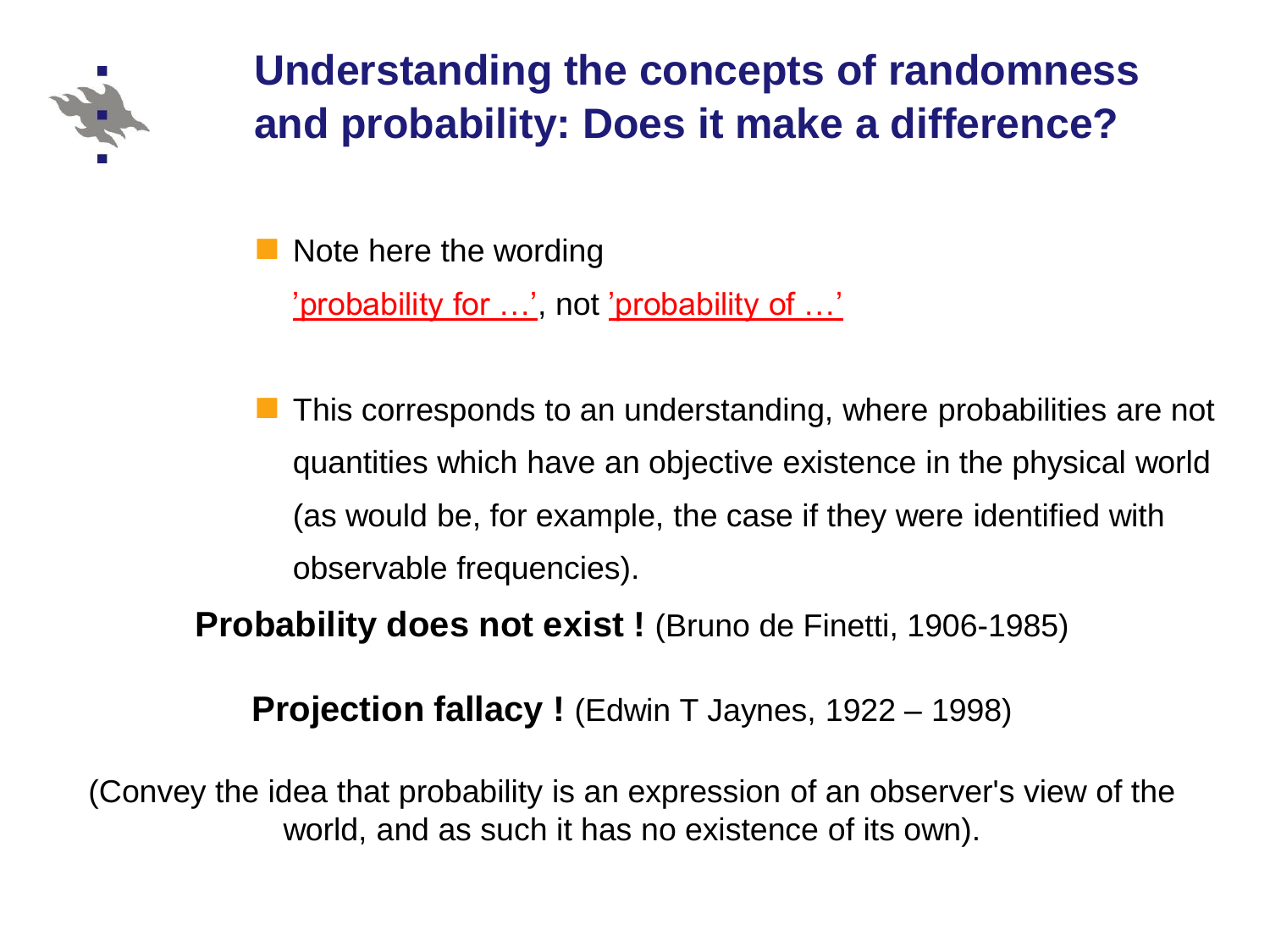# Understanding the concepts of randomness and probability: Does it make a difference?

- Note here the wording
  'probability for …', not 'probability of …'

- This corresponds to an understanding, where probabilities are not quantities which have an objective existence in the physical world (as would be, for example, the case if they were identified with observable frequencies).

**Probability does not exist !** (Bruno de Finetti, 1906-1985)

**Projection fallacy !** (Edwin T Jaynes, 1922 – 1998)

(Convey the idea that probability is an expression of an observer's view of the world, and as such it has no existence of its own).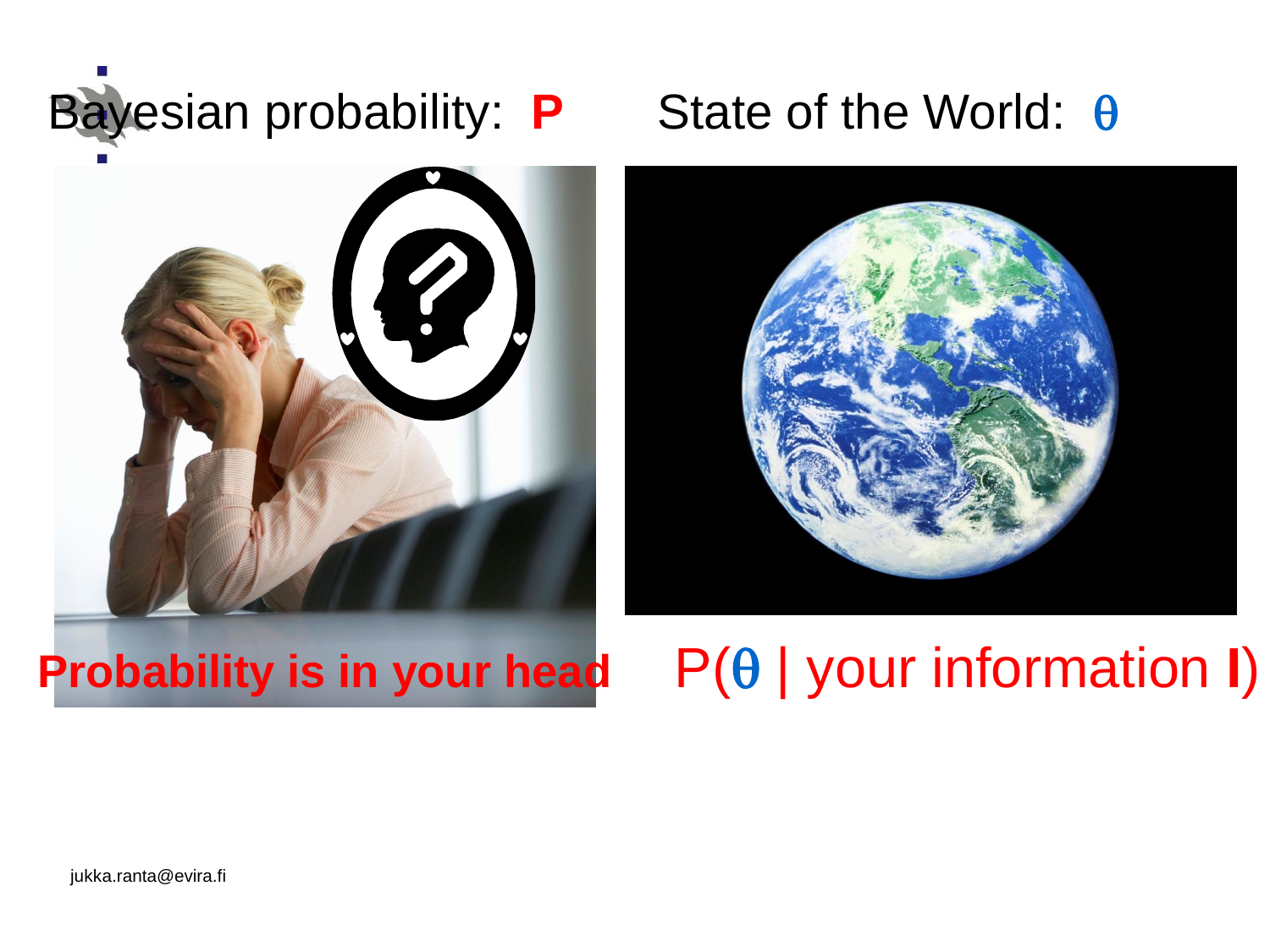Bayesian probability: **P**

State of the World: $\theta$

**Probability is in your head**

$P(\theta \mid \text{your information } \mathbf{I})$

jukka.ranta@evira.fi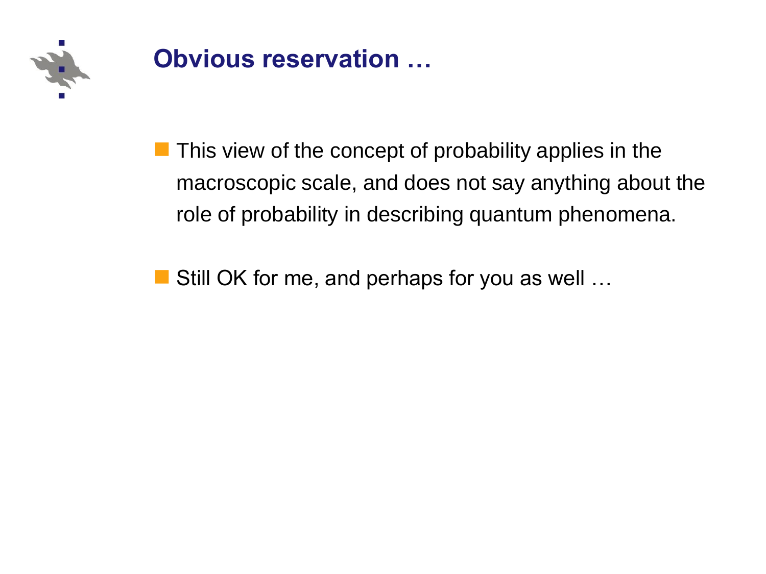# Obvious reservation …

- This view of the concept of probability applies in the macroscopic scale, and does not say anything about the role of probability in describing quantum phenomena.

- Still OK for me, and perhaps for you as well …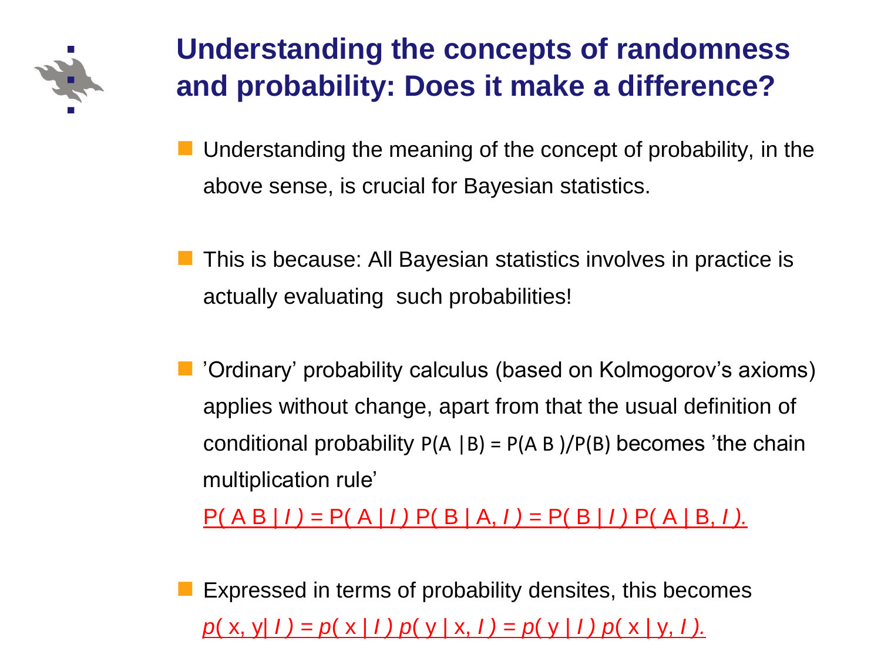# Understanding the concepts of randomness and probability: Does it make a difference?

- Understanding the meaning of the concept of probability, in the above sense, is crucial for Bayesian statistics.

- This is because: All Bayesian statistics involves in practice is actually evaluating such probabilities!

- 'Ordinary' probability calculus (based on Kolmogorov's axioms) applies without change, apart from that the usual definition of conditional probability $P(A \mid B) = P(A\,B)/P(B)$ becomes 'the chain multiplication rule'

  $P(A\,B \mid I) = P(A \mid I)\,P(B \mid A, I) = P(B \mid I)\,P(A \mid B, I).$

- Expressed in terms of probability densites, this becomes

  $p(x, y \mid I) = p(x \mid I)\,p(y \mid x, I) = p(y \mid I)\,p(x \mid y, I).$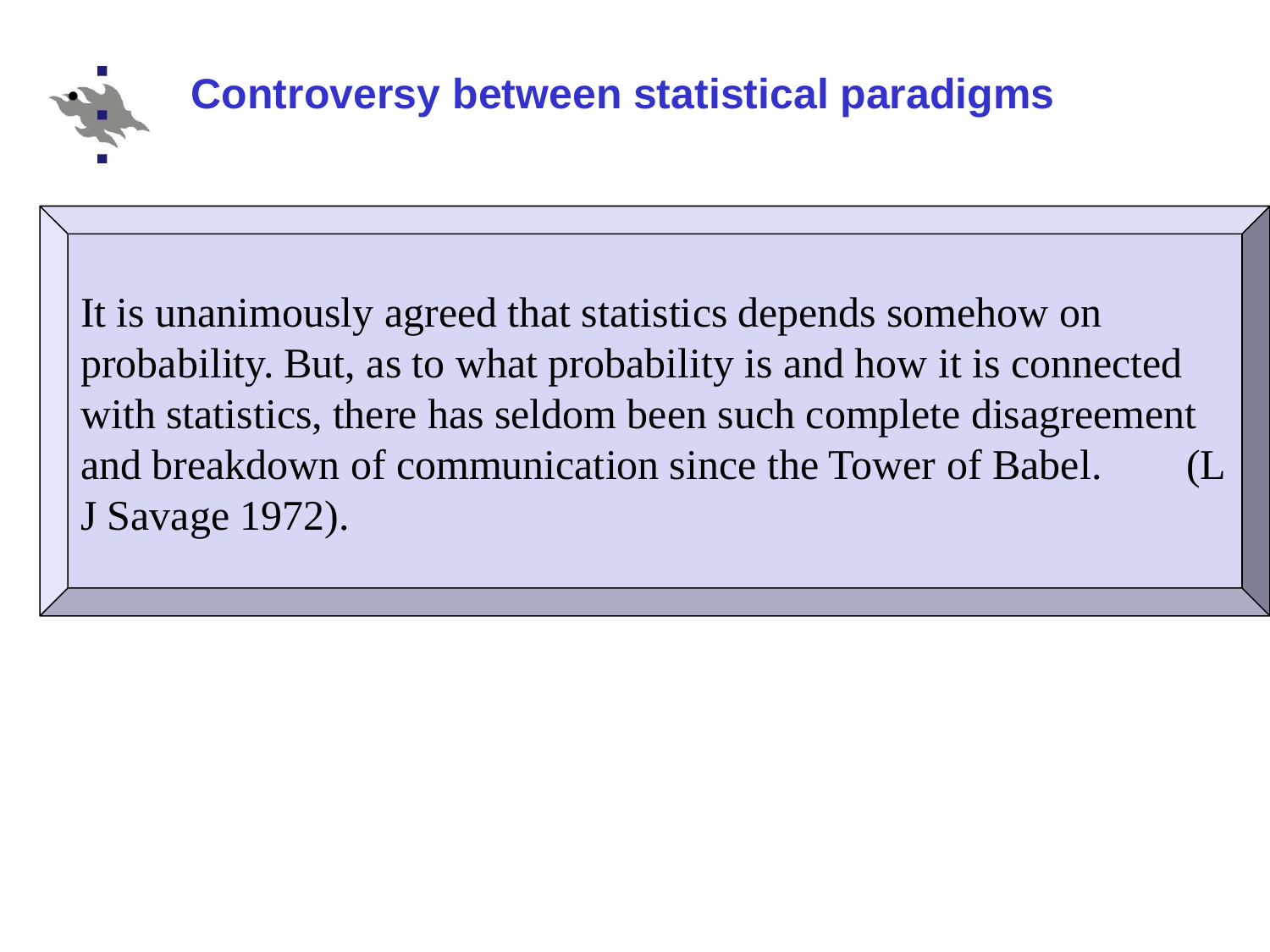# Controversy between statistical paradigms

It is unanimously agreed that statistics depends somehow on probability. But, as to what probability is and how it is connected with statistics, there has seldom been such complete disagreement and breakdown of communication since the Tower of Babel. (L J Savage 1972).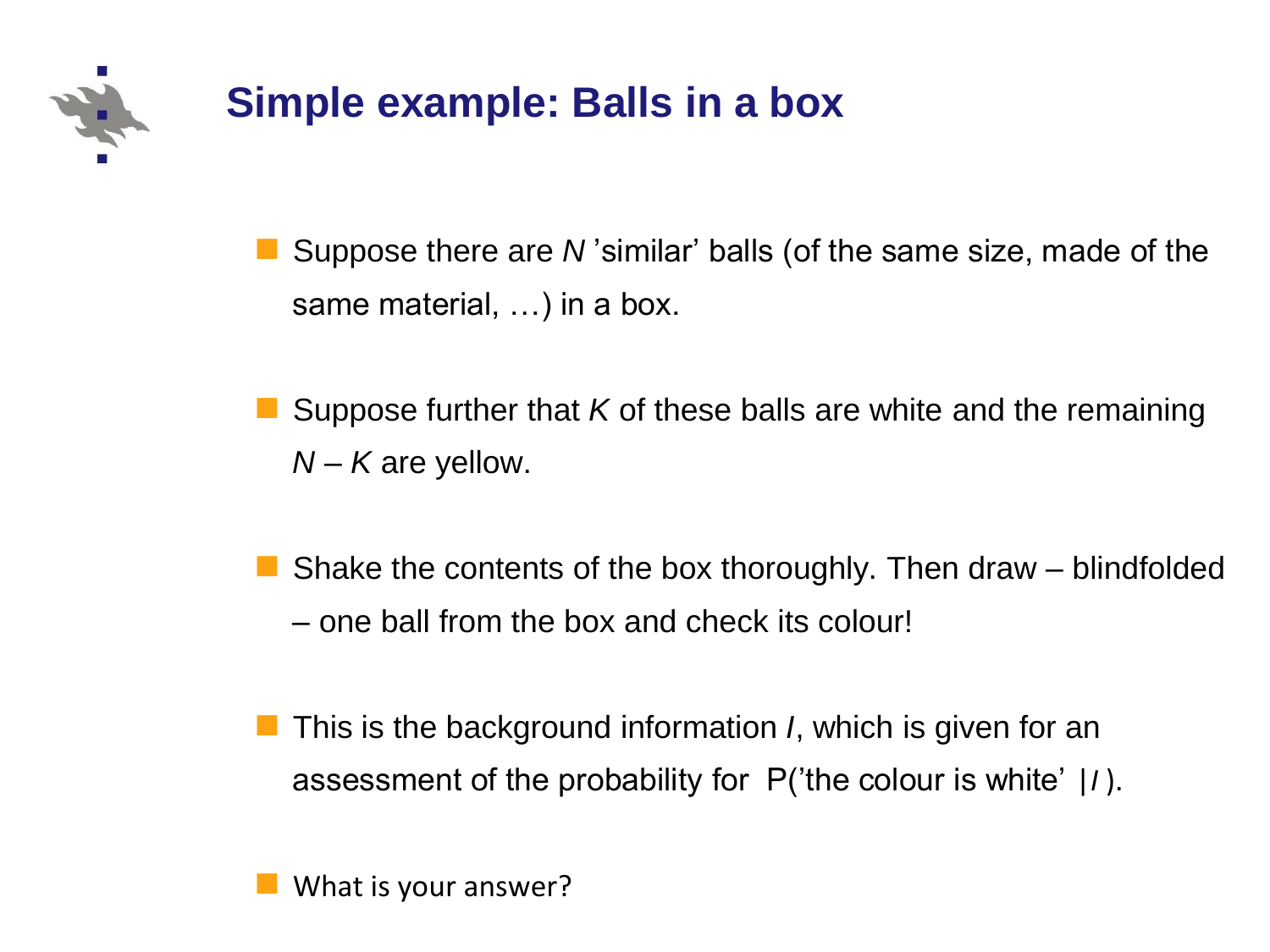# Simple example: Balls in a box

- Suppose there are $N$ 'similar' balls (of the same size, made of the same material, …) in a box.
- Suppose further that $K$ of these balls are white and the remaining $N - K$ are yellow.
- Shake the contents of the box thoroughly. Then draw – blindfolded – one ball from the box and check its colour!
- This is the background information $I$, which is given for an assessment of the probability for P('the colour is white' $|I$ ).
- What is your answer?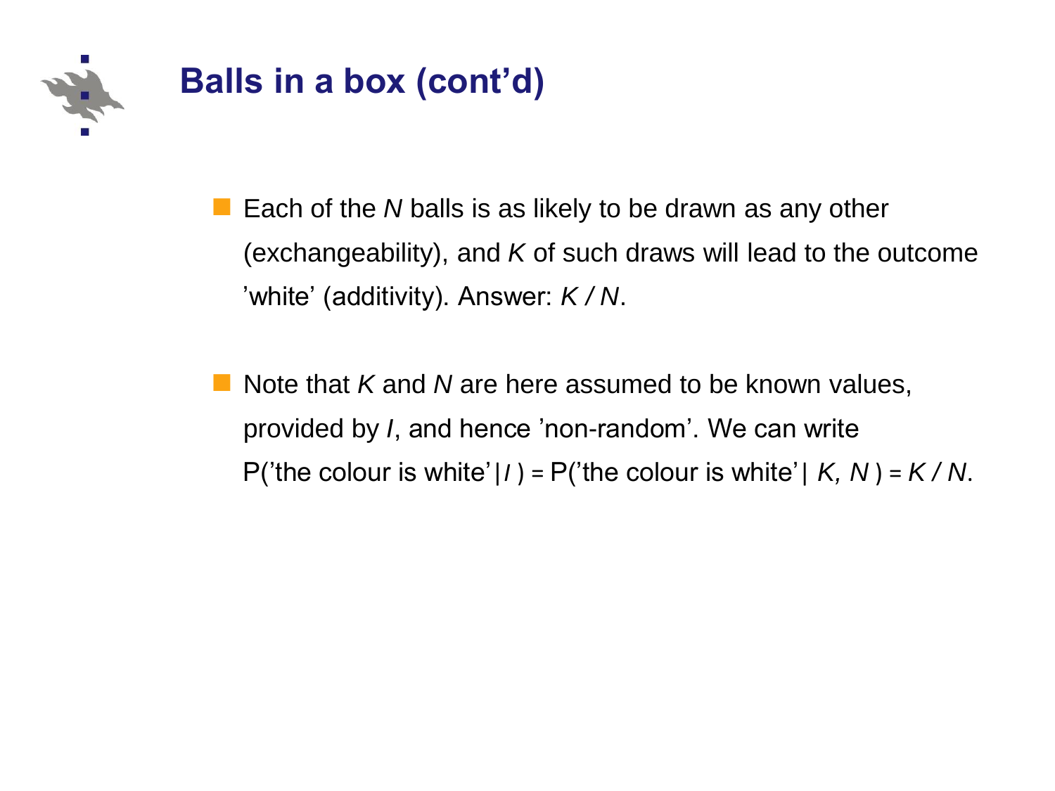# Balls in a box (cont'd)

- Each of the $N$ balls is as likely to be drawn as any other (exchangeability), and $K$ of such draws will lead to the outcome 'white' (additivity). Answer: $K / N$.

- Note that $K$ and $N$ are here assumed to be known values, provided by $I$, and hence 'non-random'. We can write P('the colour is white'| $I$ ) = P('the colour is white'| $K, N$ ) = $K / N$.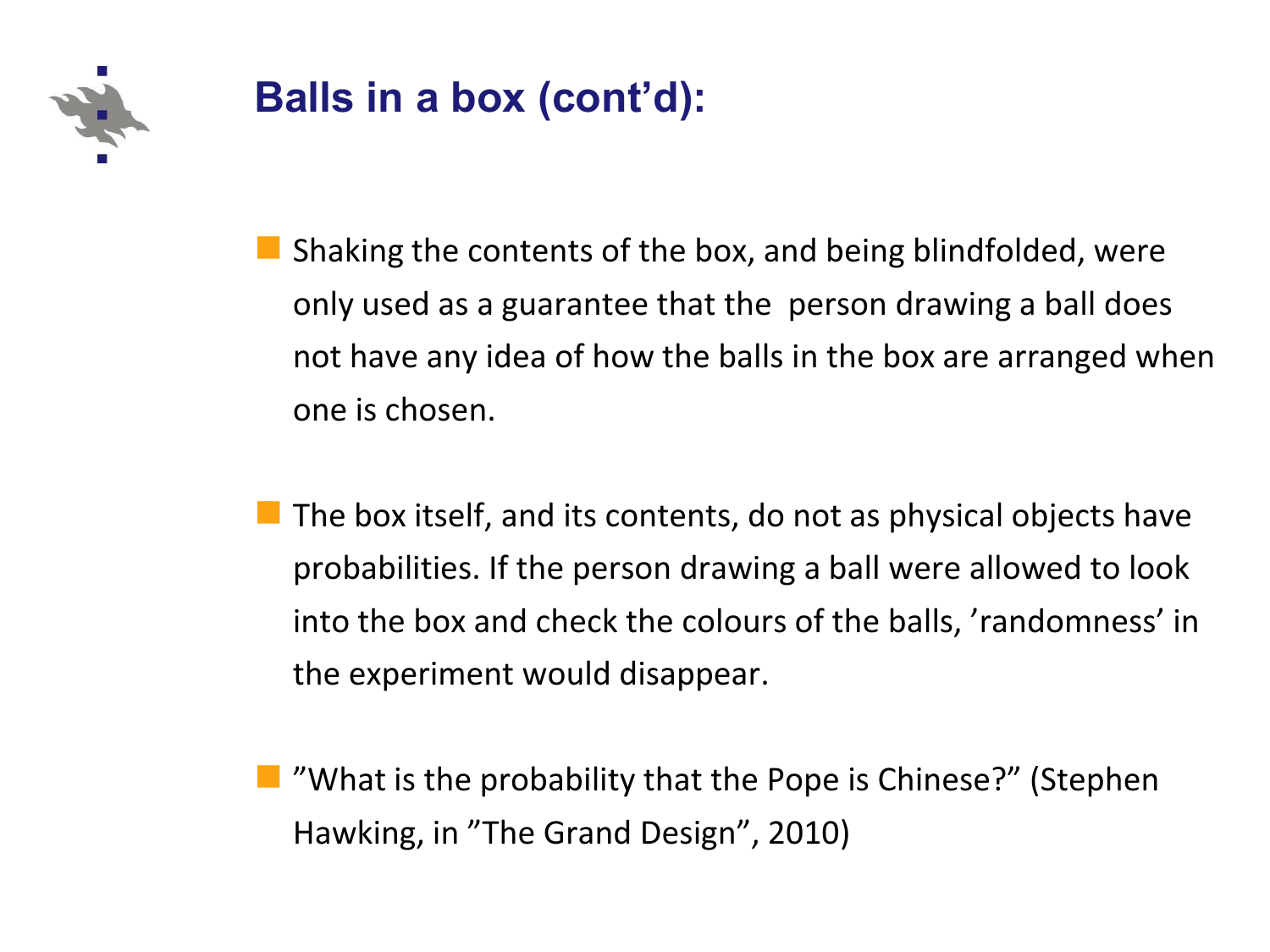# Balls in a box (cont'd):

- Shaking the contents of the box, and being blindfolded, were only used as a guarantee that the person drawing a ball does not have any idea of how the balls in the box are arranged when one is chosen.

- The box itself, and its contents, do not as physical objects have probabilities. If the person drawing a ball were allowed to look into the box and check the colours of the balls, 'randomness' in the experiment would disappear.

- "What is the probability that the Pope is Chinese?" (Stephen Hawking, in "The Grand Design", 2010)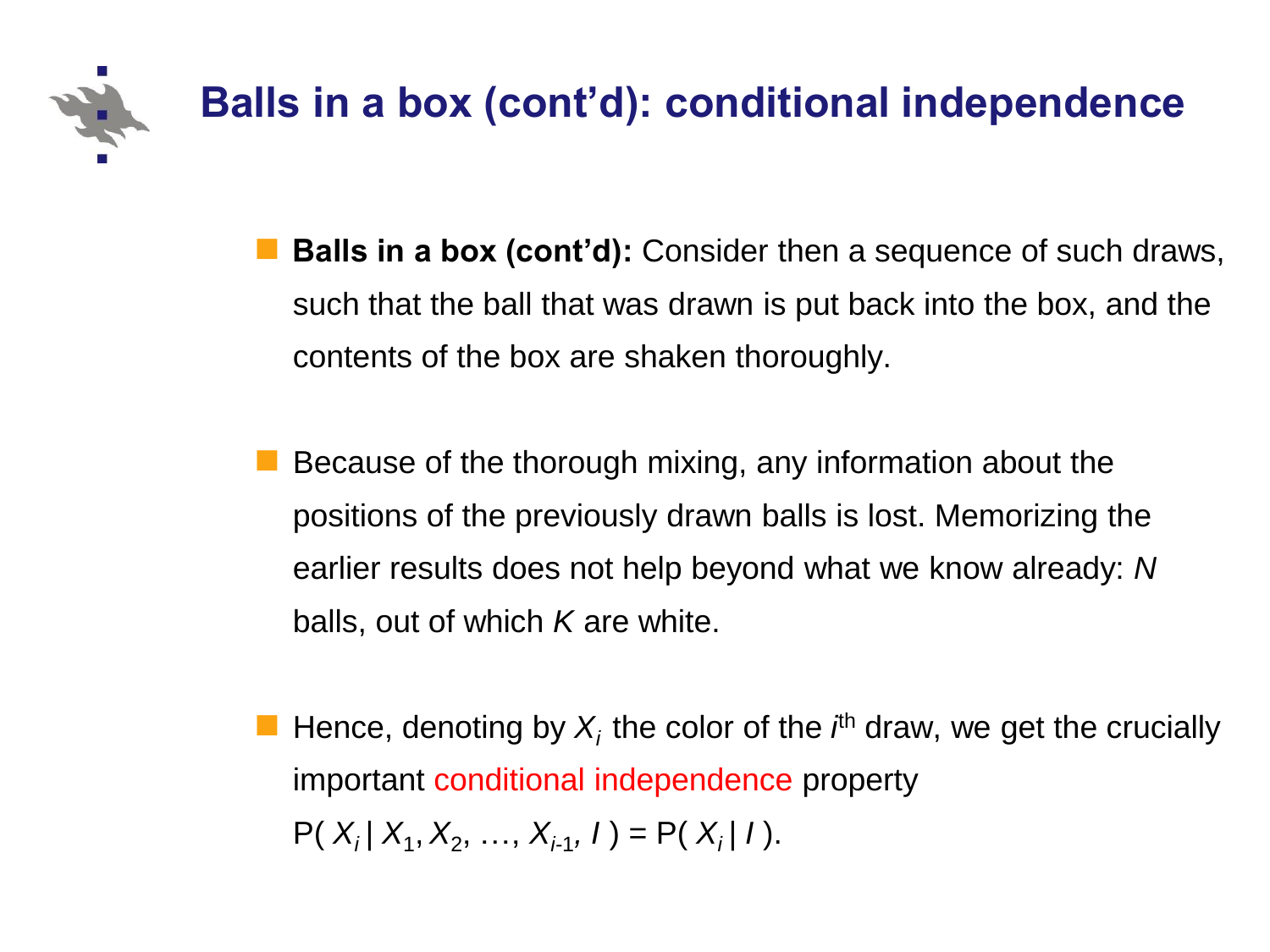# Balls in a box (cont'd): conditional independence

- **Balls in a box (cont'd):** Consider then a sequence of such draws, such that the ball that was drawn is put back into the box, and the contents of the box are shaken thoroughly.

- Because of the thorough mixing, any information about the positions of the previously drawn balls is lost. Memorizing the earlier results does not help beyond what we know already: $N$ balls, out of which $K$ are white.

- Hence, denoting by $X_i$ the color of the $i^{\text{th}}$ draw, we get the crucially important conditional independence property
  $P( X_i \mid X_1, X_2, \ldots, X_{i-1}, I ) = P( X_i \mid I )$.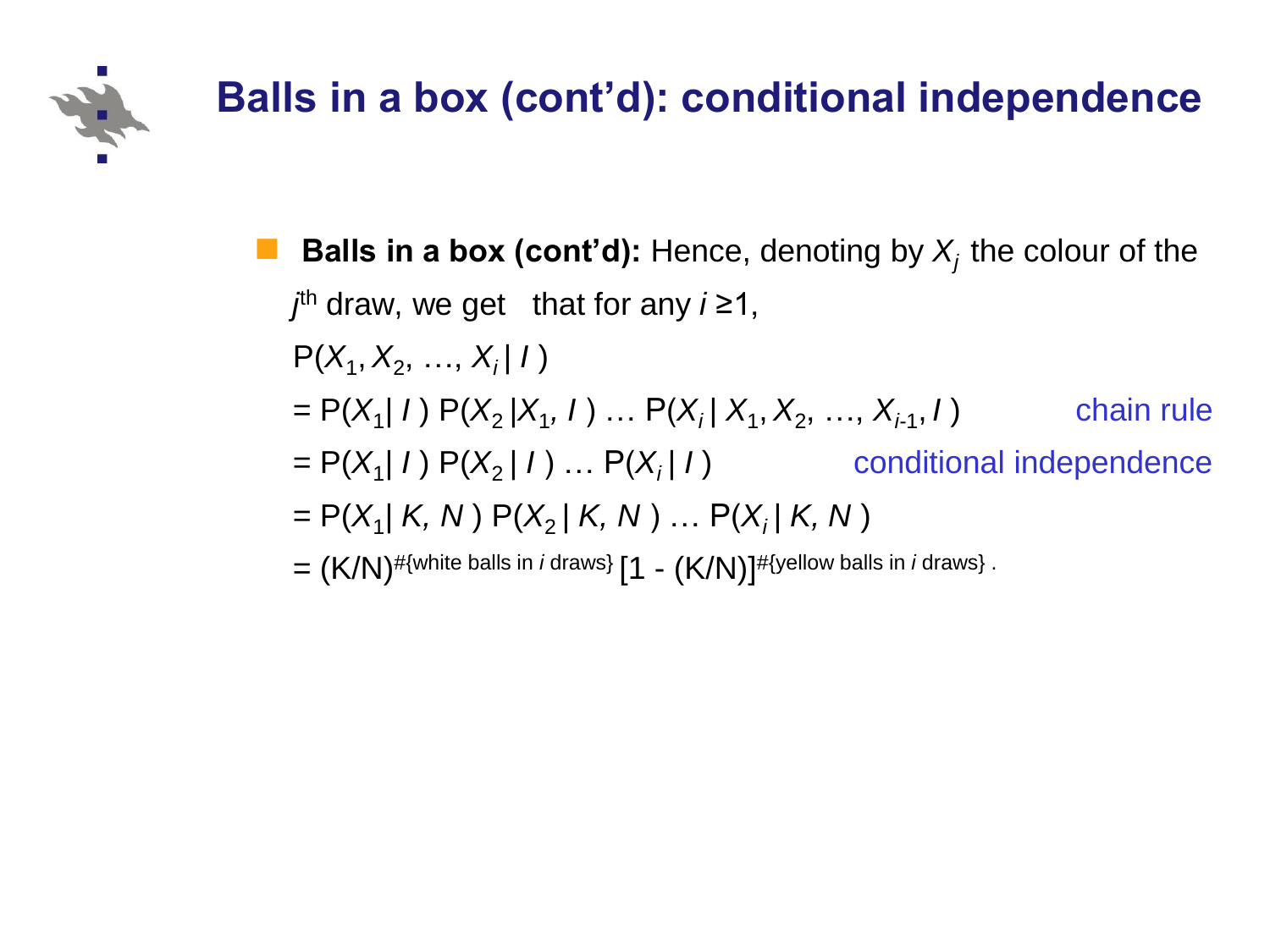# Balls in a box (cont'd): conditional independence

- **Balls in a box (cont'd):** Hence, denoting by $X_j$ the colour of the $j^{th}$ draw, we get that for any $i \geq 1$,

$P(X_1, X_2, \ldots, X_i \mid I)$

$= P(X_1 \mid I)\, P(X_2 \mid X_1, I) \ldots P(X_i \mid X_1, X_2, \ldots, X_{i-1}, I)$ chain rule

$= P(X_1 \mid I)\, P(X_2 \mid I) \ldots P(X_i \mid I)$ conditional independence

$= P(X_1 \mid K, N)\, P(X_2 \mid K, N) \ldots P(X_i \mid K, N)$

$= (K/N)^{\#\{\text{white balls in } i \text{ draws}\}}\, [1 - (K/N)]^{\#\{\text{yellow balls in } i \text{ draws}\}}$ .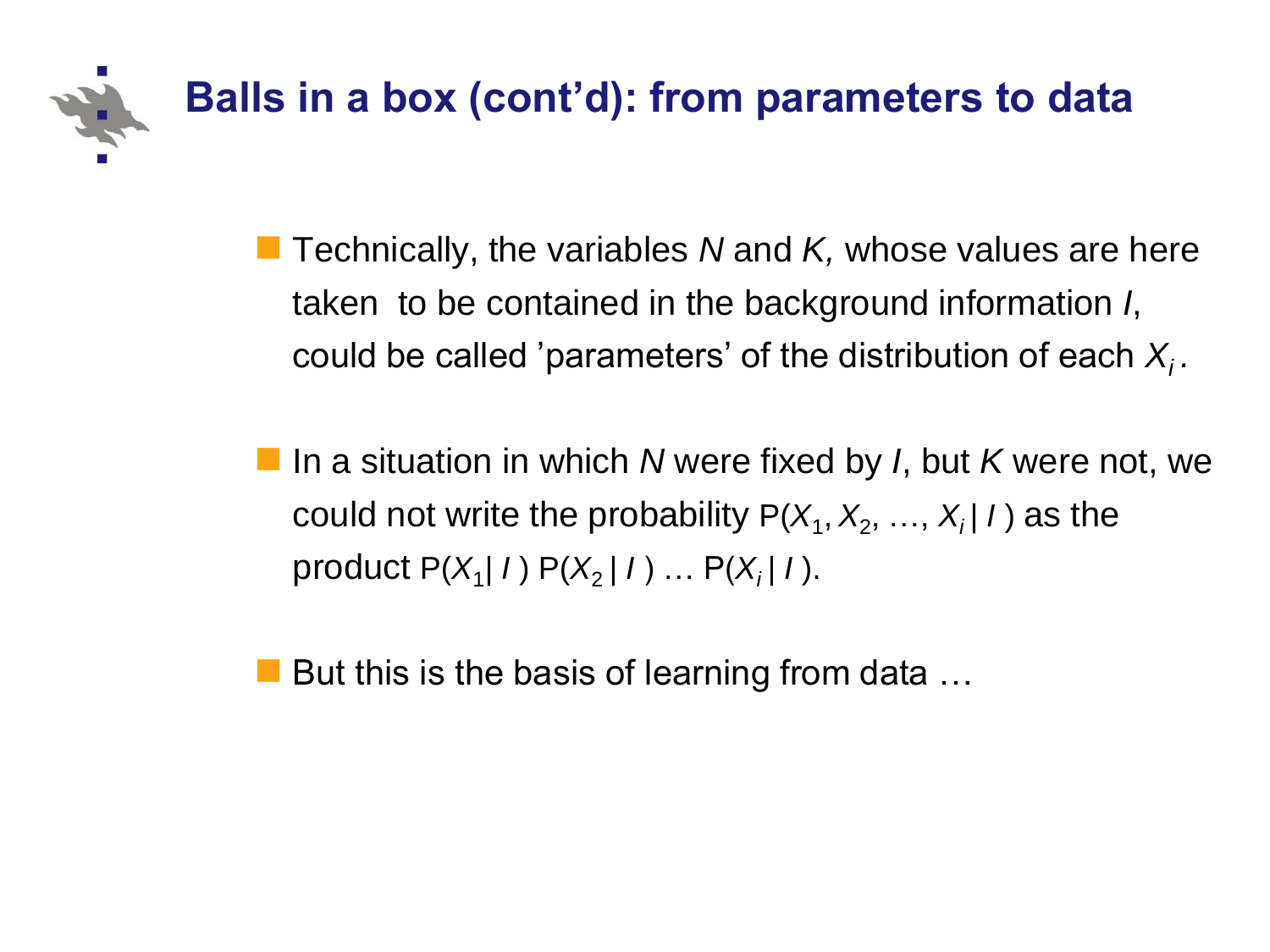# Balls in a box (cont'd): from parameters to data

- Technically, the variables *N* and *K*, whose values are here taken to be contained in the background information *I*, could be called 'parameters' of the distribution of each $X_i$.

- In a situation in which *N* were fixed by *I*, but *K* were not, we could not write the probability $P(X_1, X_2, \ldots, X_i \mid I)$ as the product $P(X_1 \mid I)\, P(X_2 \mid I) \ldots P(X_i \mid I)$.

- But this is the basis of learning from data …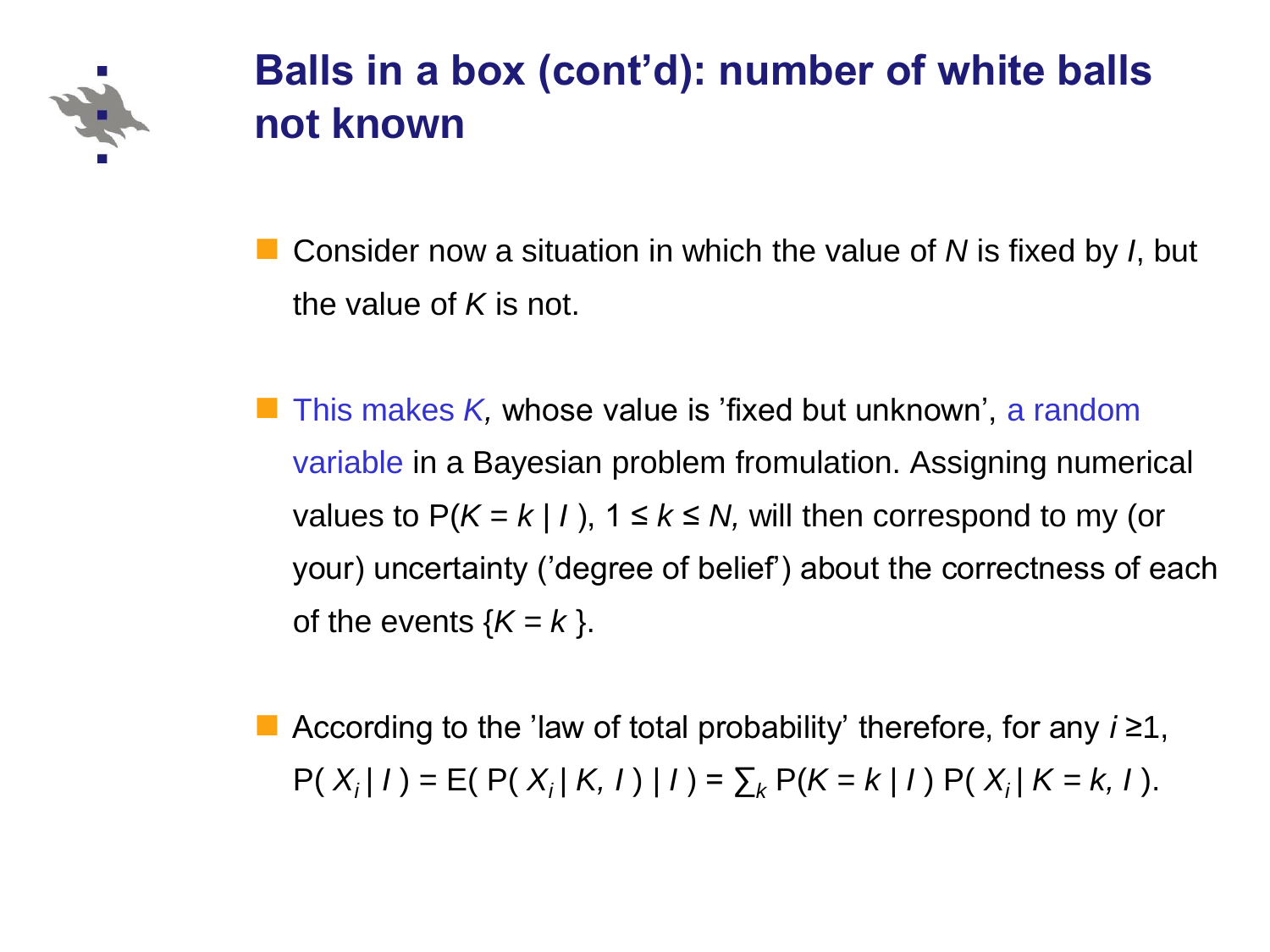# Balls in a box (cont'd): number of white balls not known

- Consider now a situation in which the value of $N$ is fixed by $I$, but the value of $K$ is not.

- This makes $K$, whose value is 'fixed but unknown', a random variable in a Bayesian problem fromulation. Assigning numerical values to $P(K = k \mid I)$, $1 \leq k \leq N$, will then correspond to my (or your) uncertainty ('degree of belief') about the correctness of each of the events $\{K = k\}$.

- According to the 'law of total probability' therefore, for any $i \geq 1$, $P(X_i \mid I) = E(P(X_i \mid K, I) \mid I) = \sum_k P(K = k \mid I)\, P(X_i \mid K = k, I)$.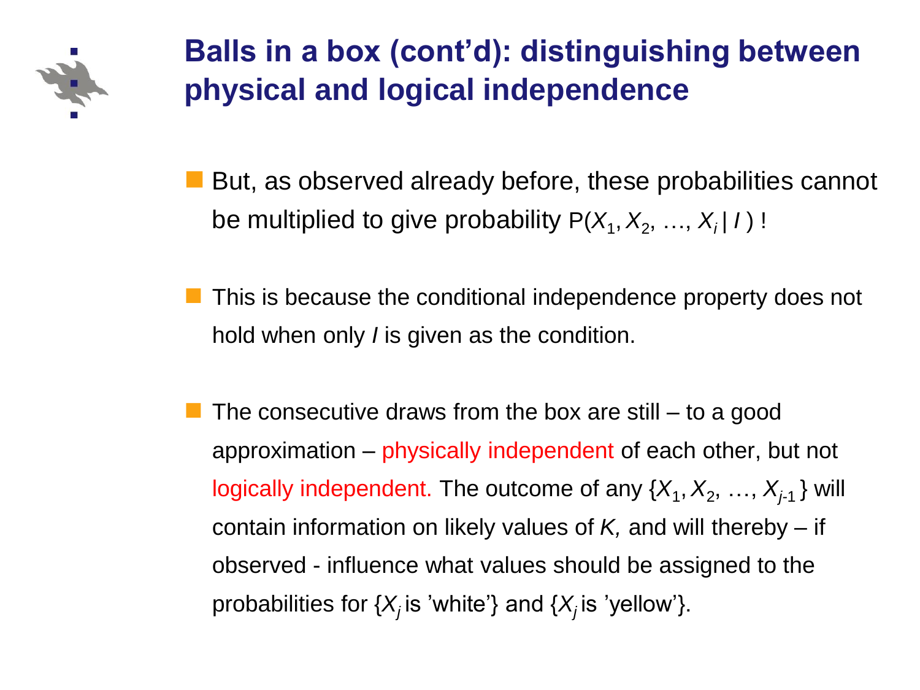# Balls in a box (cont'd): distinguishing between physical and logical independence

- But, as observed already before, these probabilities cannot be multiplied to give probability $P(X_1, X_2, \ldots, X_i \mid I)$ !

- This is because the conditional independence property does not hold when only $I$ is given as the condition.

- The consecutive draws from the box are still – to a good approximation – physically independent of each other, but not logically independent. The outcome of any $\{X_1, X_2, \ldots, X_{j-1}\}$ will contain information on likely values of $K$, and will thereby – if observed - influence what values should be assigned to the probabilities for $\{X_j$ is 'white'$\}$ and $\{X_j$ is 'yellow'$\}$.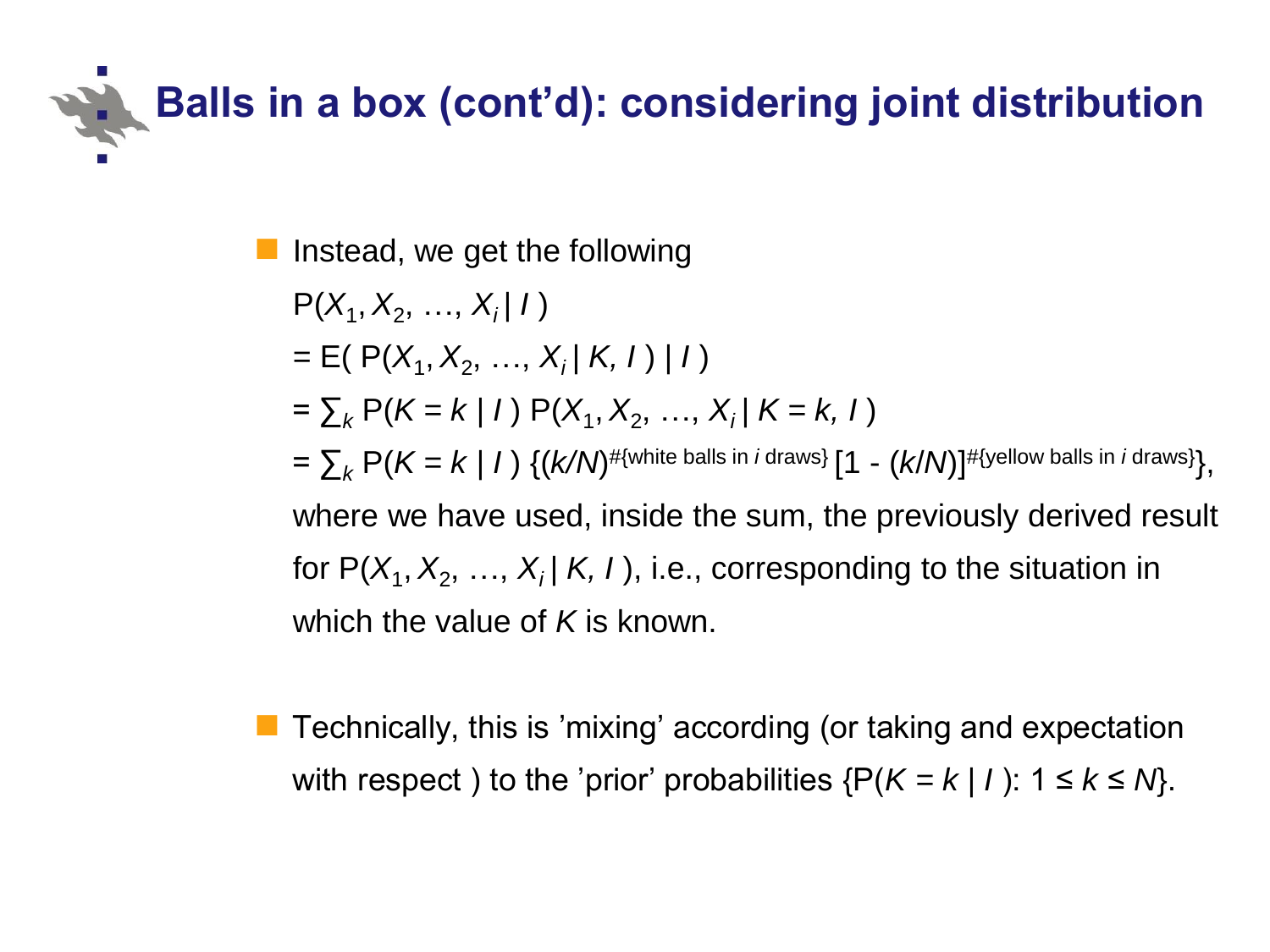# Balls in a box (cont'd): considering joint distribution

- Instead, we get the following

  $P(X_1, X_2, \ldots, X_i \mid I)$

  $= E(\, P(X_1, X_2, \ldots, X_i \mid K, I) \mid I\,)$

  $= \sum_k P(K = k \mid I)\, P(X_1, X_2, \ldots, X_i \mid K = k, I)$

  $= \sum_k P(K = k \mid I)\, \{(k/N)^{\#\{\text{white balls in } i \text{ draws}\}}\, [1 - (k/N)]^{\#\{\text{yellow balls in } i \text{ draws}\}}\}$,

  where we have used, inside the sum, the previously derived result for $P(X_1, X_2, \ldots, X_i \mid K, I)$, i.e., corresponding to the situation in which the value of $K$ is known.

- Technically, this is 'mixing' according (or taking and expectation with respect ) to the 'prior' probabilities $\{P(K = k \mid I): 1 \leq k \leq N\}$.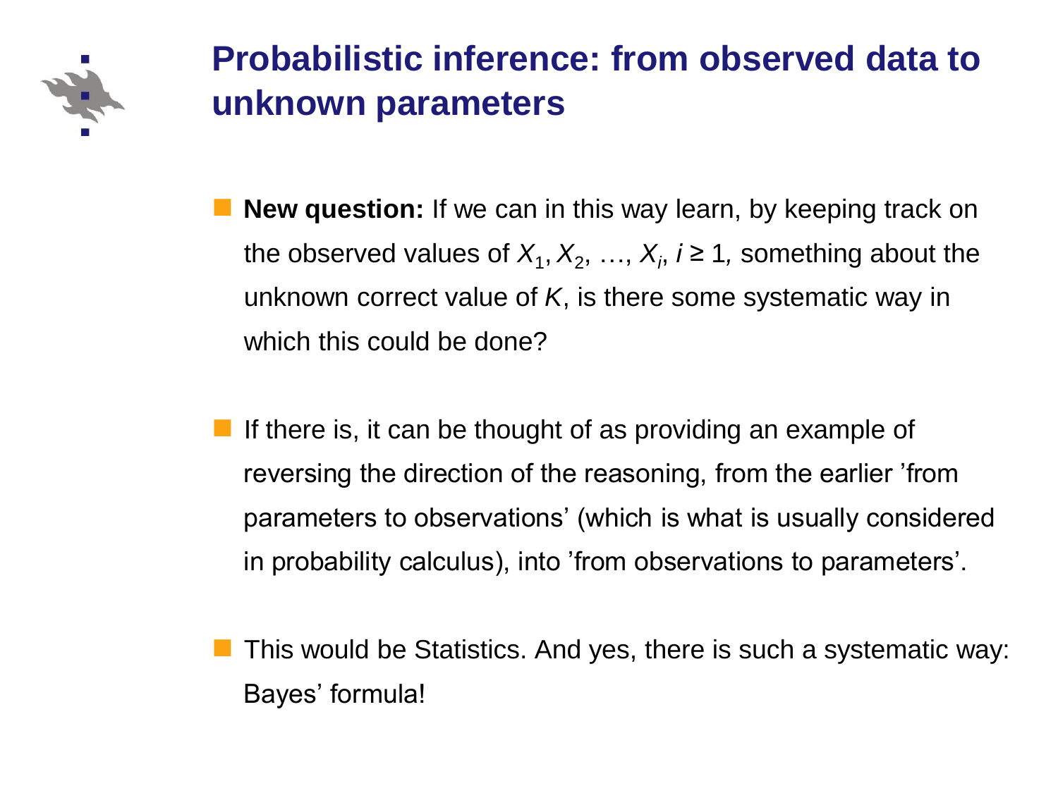# Probabilistic inference: from observed data to unknown parameters

- **New question:** If we can in this way learn, by keeping track on the observed values of $X_1, X_2, \ldots, X_i$, $i \geq 1$, something about the unknown correct value of $K$, is there some systematic way in which this could be done?

- If there is, it can be thought of as providing an example of reversing the direction of the reasoning, from the earlier 'from parameters to observations' (which is what is usually considered in probability calculus), into 'from observations to parameters'.

- This would be Statistics. And yes, there is such a systematic way: Bayes' formula!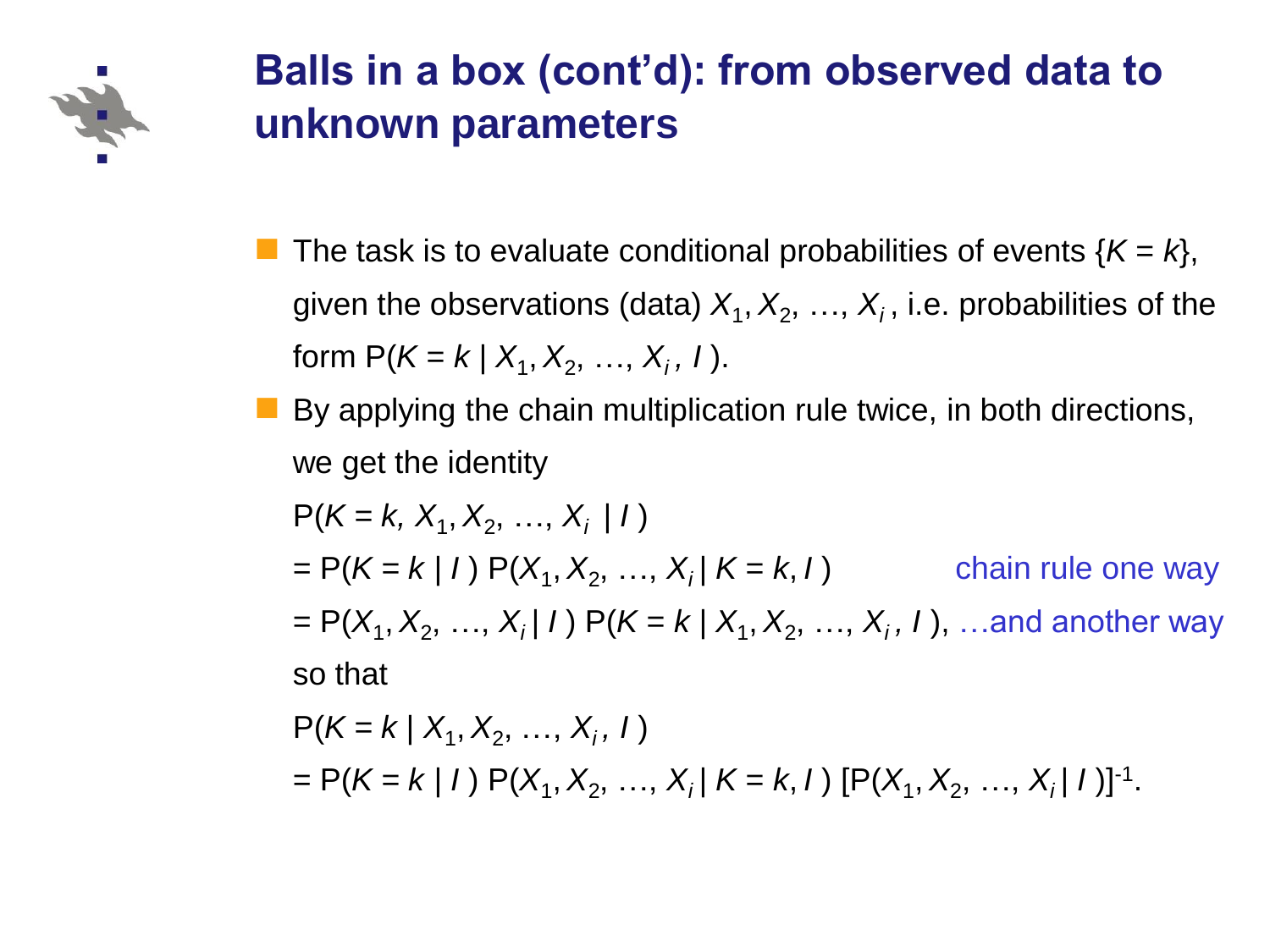# Balls in a box (cont'd): from observed data to unknown parameters

- The task is to evaluate conditional probabilities of events $\{K = k\}$, given the observations (data) $X_1, X_2, \ldots, X_i$, i.e. probabilities of the form $P(K = k \mid X_1, X_2, \ldots, X_i, I)$.
- By applying the chain multiplication rule twice, in both directions, we get the identity

  $P(K = k, X_1, X_2, \ldots, X_i \mid I)$

  $= P(K = k \mid I)\, P(X_1, X_2, \ldots, X_i \mid K = k, I)$ — chain rule one way

  $= P(X_1, X_2, \ldots, X_i \mid I)\, P(K = k \mid X_1, X_2, \ldots, X_i, I)$, …and another way

  so that

  $P(K = k \mid X_1, X_2, \ldots, X_i, I)$

  $= P(K = k \mid I)\, P(X_1, X_2, \ldots, X_i \mid K = k, I)\, [P(X_1, X_2, \ldots, X_i \mid I)]^{-1}$.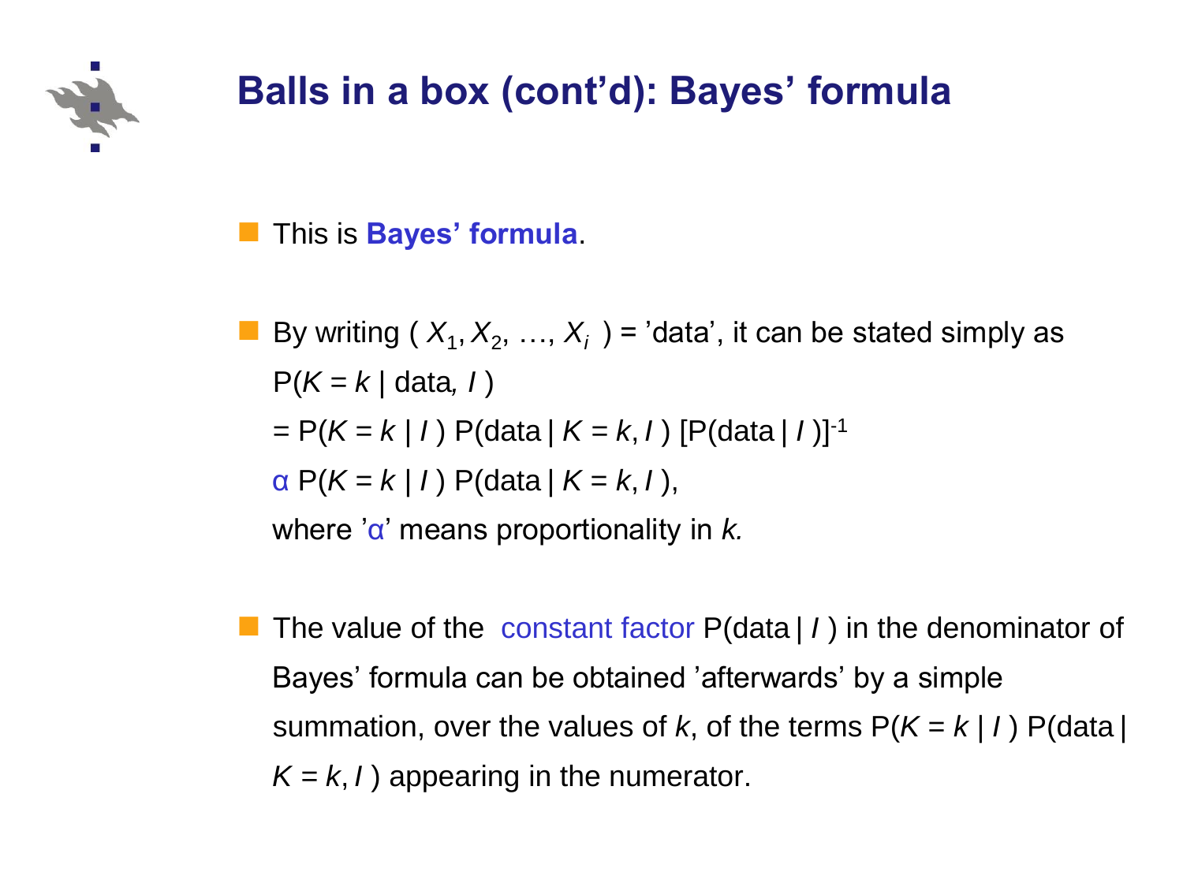# Balls in a box (cont'd): Bayes' formula

- This is **Bayes' formula**.

- By writing $( X_1, X_2, \ldots, X_i )$ = 'data', it can be stated simply as

  $P(K = k \mid \text{data}, I)$

  $= P(K = k \mid I)\, P(\text{data} \mid K = k, I)\, [P(\text{data} \mid I)]^{-1}$

  $\propto P(K = k \mid I)\, P(\text{data} \mid K = k, I)$,

  where '$\propto$' means proportionality in $k$.

- The value of the constant factor $P(\text{data} \mid I)$ in the denominator of Bayes' formula can be obtained 'afterwards' by a simple summation, over the values of $k$, of the terms $P(K = k \mid I)\, P(\text{data} \mid K = k, I)$ appearing in the numerator.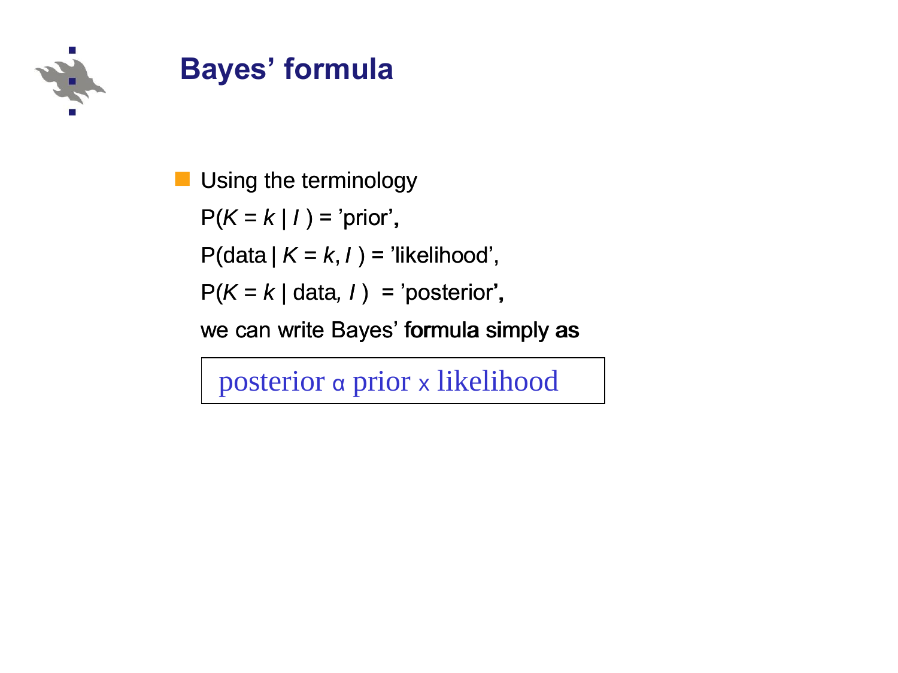# Bayes’ formula

- Using the terminology

  $P(K = k \mid I)$ = ’prior’,

  $P(\text{data} \mid K = k, I)$ = ’likelihood’,

  $P(K = k \mid \text{data}, I)$ = ’posterior’,

  we can write Bayes’ formula simply as

$$\text{posterior} \propto \text{prior} \times \text{likelihood}$$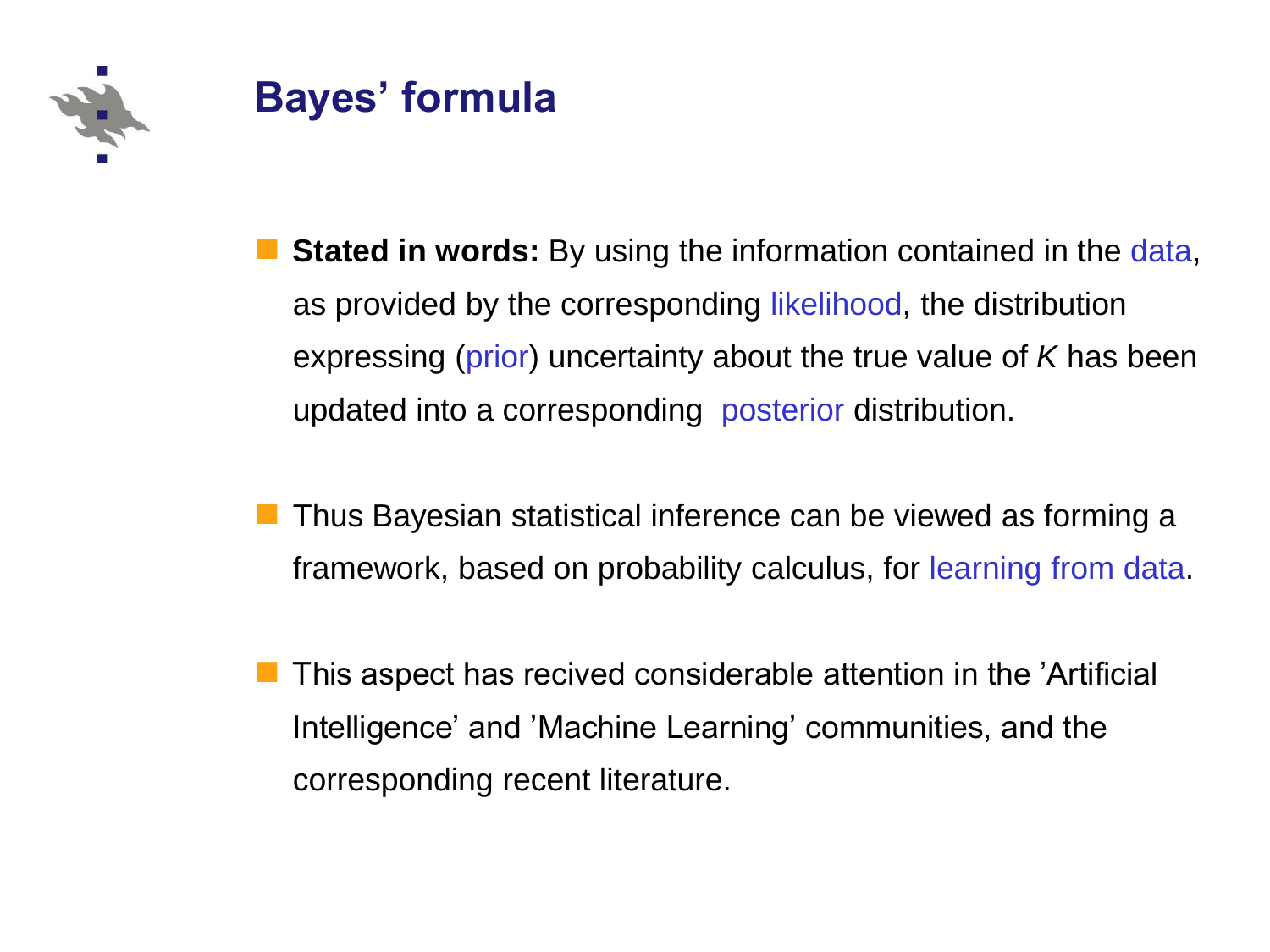# Bayes' formula

- **Stated in words:** By using the information contained in the data, as provided by the corresponding likelihood, the distribution expressing (prior) uncertainty about the true value of $K$ has been updated into a corresponding posterior distribution.

- Thus Bayesian statistical inference can be viewed as forming a framework, based on probability calculus, for learning from data.

- This aspect has recived considerable attention in the 'Artificial Intelligence' and 'Machine Learning' communities, and the corresponding recent literature.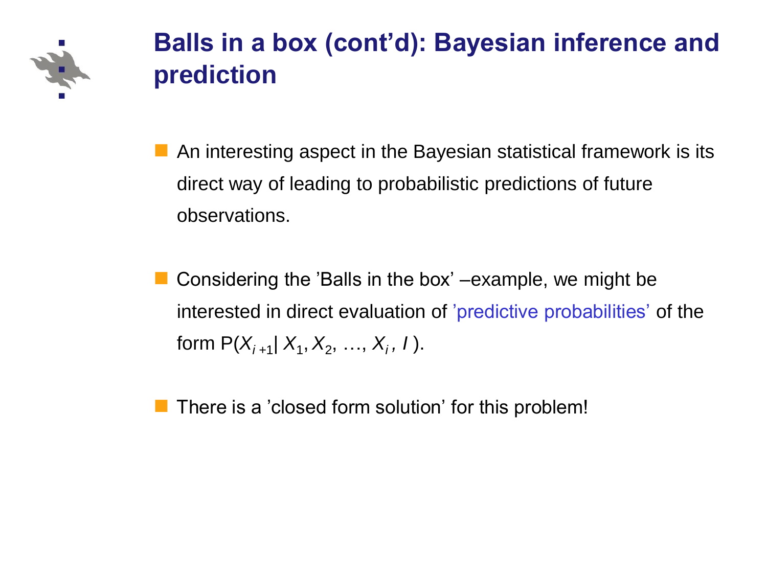# Balls in a box (cont'd): Bayesian inference and prediction

- An interesting aspect in the Bayesian statistical framework is its direct way of leading to probabilistic predictions of future observations.

- Considering the 'Balls in the box' –example, we might be interested in direct evaluation of 'predictive probabilities' of the form $P(X_{i+1} | X_1, X_2, \ldots, X_i, I)$.

- There is a 'closed form solution' for this problem!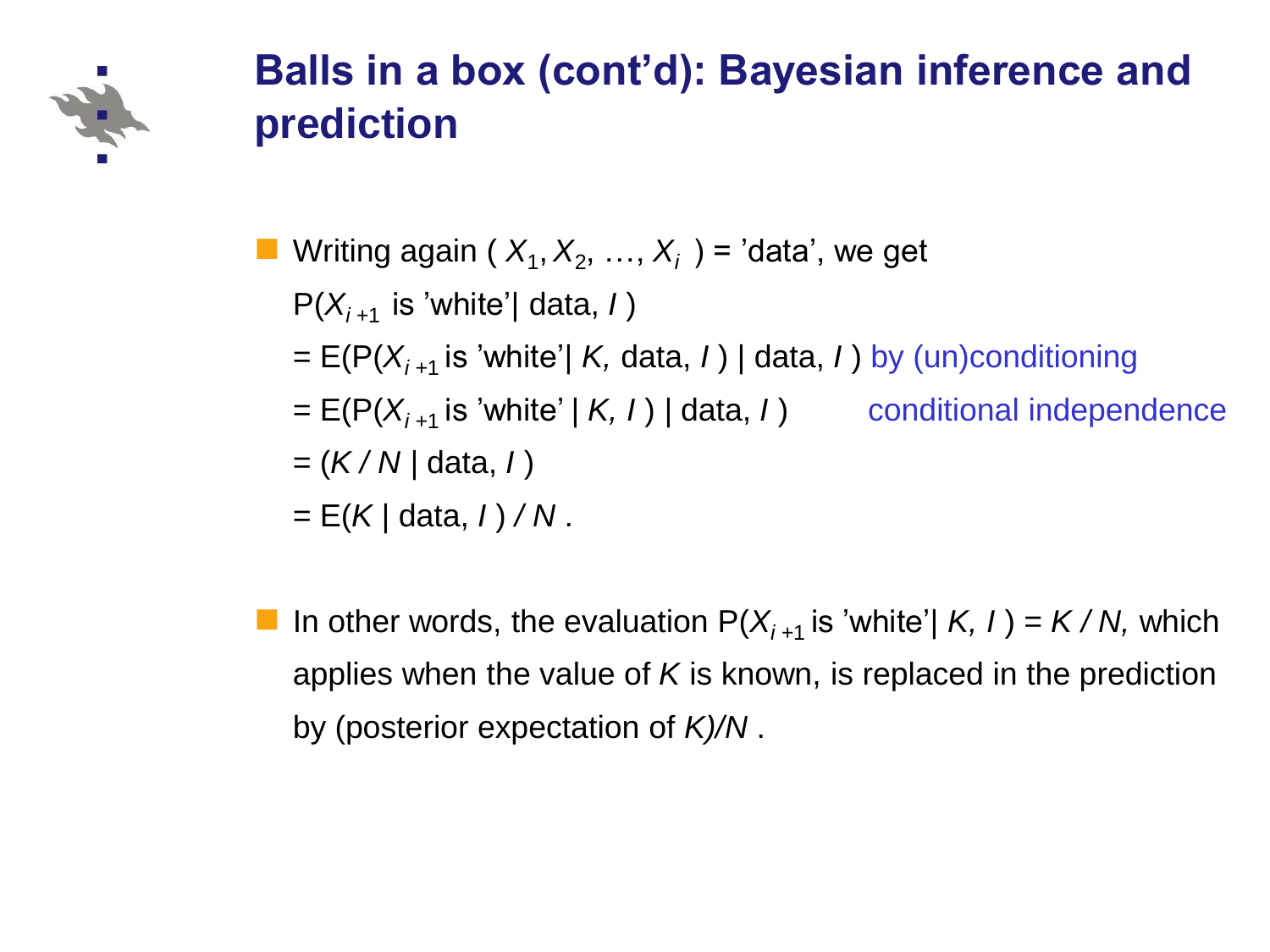# Balls in a box (cont'd): Bayesian inference and prediction

- Writing again ( $X_1, X_2, \ldots, X_i$ ) = 'data', we get

  P($X_{i+1}$ is 'white'| data, $I$ )

  = E(P($X_{i+1}$ is 'white'| $K$, data, $I$ ) | data, $I$ ) by (un)conditioning

  = E(P($X_{i+1}$ is 'white' | $K$, $I$ ) | data, $I$ )  conditional independence

  = ($K$ / $N$ | data, $I$ )

  = E($K$ | data, $I$ ) / $N$ .

- In other words, the evaluation P($X_{i+1}$ is 'white'| $K$, $I$ ) = $K$ / $N$, which applies when the value of $K$ is known, is replaced in the prediction by (posterior expectation of $K$)/$N$ .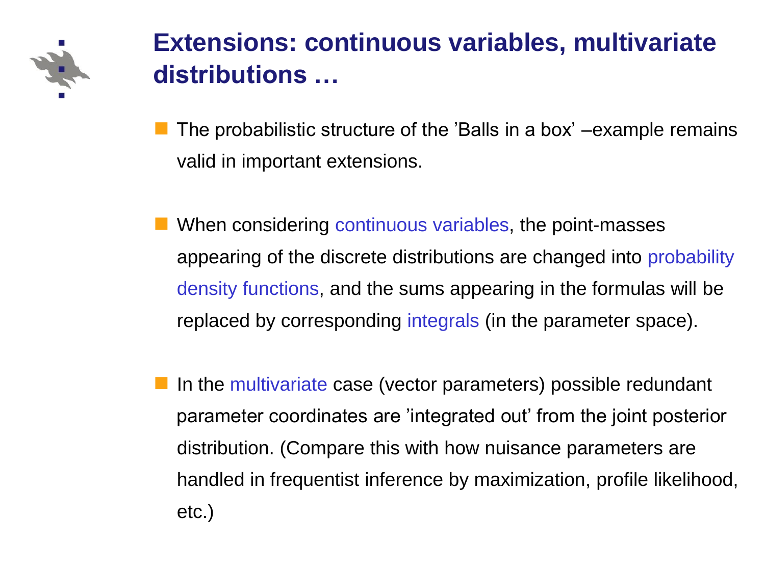# Extensions: continuous variables, multivariate distributions …

- The probabilistic structure of the ’Balls in a box’ –example remains valid in important extensions.

- When considering continuous variables, the point-masses appearing of the discrete distributions are changed into probability density functions, and the sums appearing in the formulas will be replaced by corresponding integrals (in the parameter space).

- In the multivariate case (vector parameters) possible redundant parameter coordinates are ’integrated out’ from the joint posterior distribution. (Compare this with how nuisance parameters are handled in frequentist inference by maximization, profile likelihood, etc.)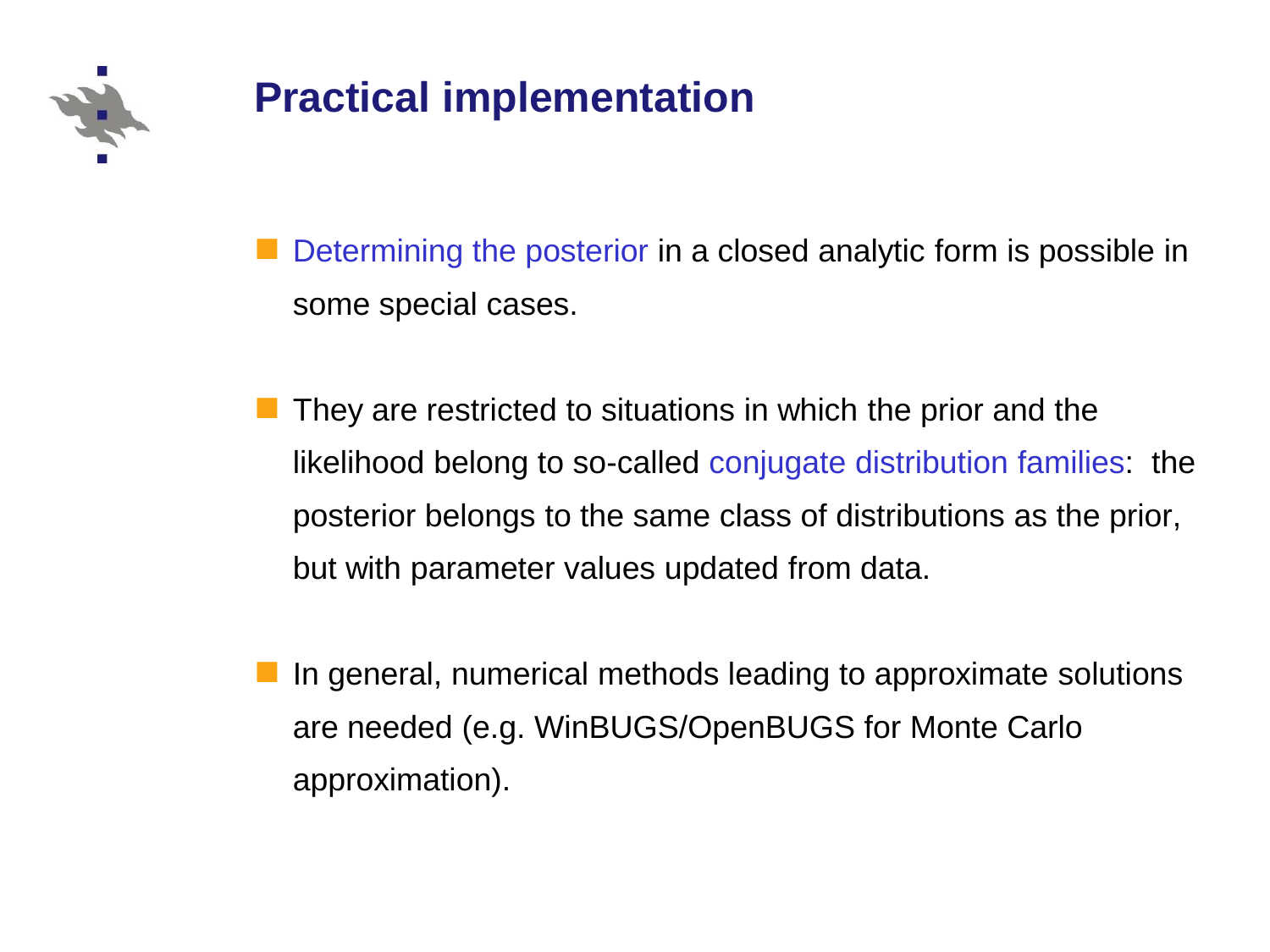# Practical implementation

- Determining the posterior in a closed analytic form is possible in some special cases.

- They are restricted to situations in which the prior and the likelihood belong to so-called conjugate distribution families: the posterior belongs to the same class of distributions as the prior, but with parameter values updated from data.

- In general, numerical methods leading to approximate solutions are needed (e.g. WinBUGS/OpenBUGS for Monte Carlo approximation).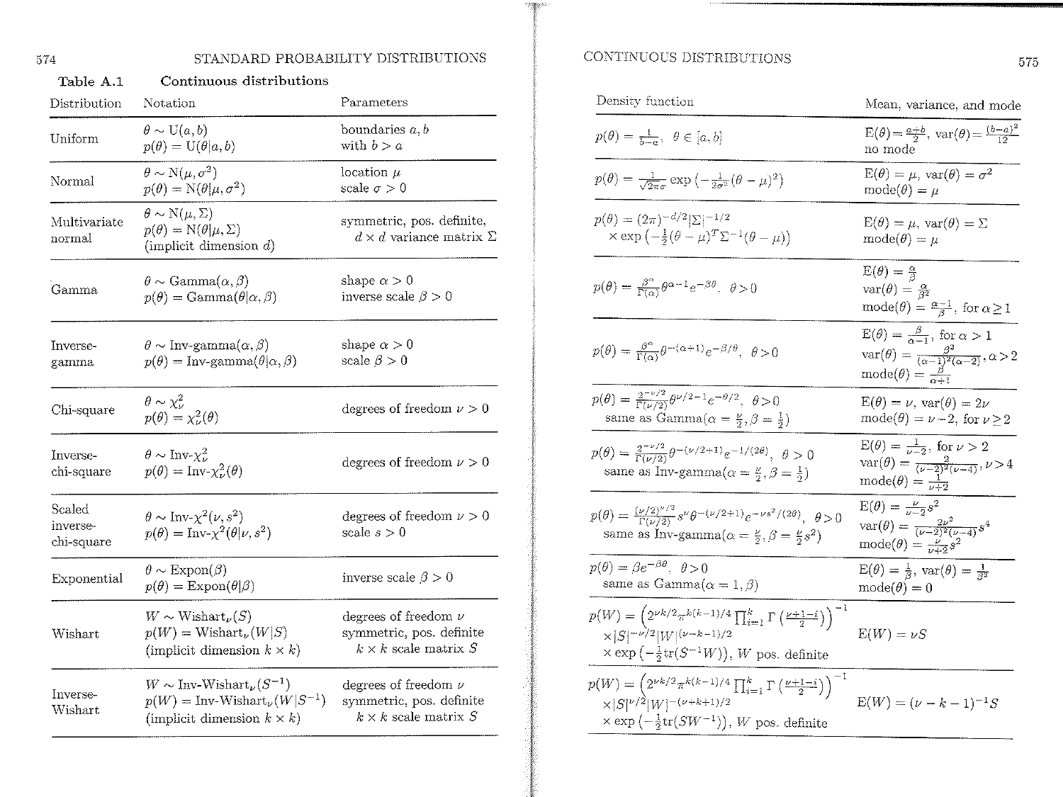**Table A.1 Continuous distributions**

| Distribution | Notation | Parameters | Density function | Mean, variance, and mode |
|---|---|---|---|---|
| Uniform | $\theta \sim \mathrm{U}(a,b)$ <br> $p(\theta) = \mathrm{U}(\theta\|a,b)$ | boundaries $a, b$ with $b > a$ | $p(\theta) = \frac{1}{b-a}, \ \theta \in [a,b]$ | $\mathrm{E}(\theta) = \frac{a+b}{2}$, $\mathrm{var}(\theta) = \frac{(b-a)^2}{12}$ <br> no mode |
| Normal | $\theta \sim \mathrm{N}(\mu, \sigma^2)$ <br> $p(\theta) = \mathrm{N}(\theta\|\mu, \sigma^2)$ | location $\mu$ <br> scale $\sigma > 0$ | $p(\theta) = \frac{1}{\sqrt{2\pi}\sigma} \exp\left(-\frac{1}{2\sigma^2}(\theta-\mu)^2\right)$ | $\mathrm{E}(\theta) = \mu$, $\mathrm{var}(\theta) = \sigma^2$ <br> $\mathrm{mode}(\theta) = \mu$ |
| Multivariate normal | $\theta \sim \mathrm{N}(\mu, \Sigma)$ <br> $p(\theta) = \mathrm{N}(\theta\|\mu, \Sigma)$ <br> (implicit dimension $d$) | symmetric, pos. definite, $d \times d$ variance matrix $\Sigma$ | $p(\theta) = (2\pi)^{-d/2}\|\Sigma\|^{-1/2}$ <br> $\times \exp\left(-\frac{1}{2}(\theta-\mu)^T\Sigma^{-1}(\theta-\mu)\right)$ | $\mathrm{E}(\theta) = \mu$, $\mathrm{var}(\theta) = \Sigma$ <br> $\mathrm{mode}(\theta) = \mu$ |
| Gamma | $\theta \sim \mathrm{Gamma}(\alpha, \beta)$ <br> $p(\theta) = \mathrm{Gamma}(\theta\|\alpha, \beta)$ | shape $\alpha > 0$ <br> inverse scale $\beta > 0$ | $p(\theta) = \frac{\beta^\alpha}{\Gamma(\alpha)}\theta^{\alpha-1}e^{-\beta\theta}, \ \theta > 0$ | $\mathrm{E}(\theta) = \frac{\alpha}{\beta}$ <br> $\mathrm{var}(\theta) = \frac{\alpha}{\beta^2}$ <br> $\mathrm{mode}(\theta) = \frac{\alpha-1}{\beta}$, for $\alpha \geq 1$ |
| Inverse-gamma | $\theta \sim \mathrm{Inv\text{-}gamma}(\alpha, \beta)$ <br> $p(\theta) = \mathrm{Inv\text{-}gamma}(\theta\|\alpha, \beta)$ | shape $\alpha > 0$ <br> scale $\beta > 0$ | $p(\theta) = \frac{\beta^\alpha}{\Gamma(\alpha)}\theta^{-(\alpha+1)}e^{-\beta/\theta}, \ \theta > 0$ | $\mathrm{E}(\theta) = \frac{\beta}{\alpha-1}$, for $\alpha > 1$ <br> $\mathrm{var}(\theta) = \frac{\beta^2}{(\alpha-1)^2(\alpha-2)}, \alpha > 2$ <br> $\mathrm{mode}(\theta) = \frac{\beta}{\alpha+1}$ |
| Chi-square | $\theta \sim \chi^2_\nu$ <br> $p(\theta) = \chi^2_\nu(\theta)$ | degrees of freedom $\nu > 0$ | $p(\theta) = \frac{2^{-\nu/2}}{\Gamma(\nu/2)}\theta^{\nu/2-1}e^{-\theta/2}, \ \theta > 0$ <br> same as Gamma($\alpha = \frac{\nu}{2}, \beta = \frac{1}{2}$) | $\mathrm{E}(\theta) = \nu$, $\mathrm{var}(\theta) = 2\nu$ <br> $\mathrm{mode}(\theta) = \nu - 2$, for $\nu \geq 2$ |
| Inverse-chi-square | $\theta \sim \mathrm{Inv\text{-}}\chi^2_\nu$ <br> $p(\theta) = \mathrm{Inv\text{-}}\chi^2_\nu(\theta)$ | degrees of freedom $\nu > 0$ | $p(\theta) = \frac{2^{-\nu/2}}{\Gamma(\nu/2)}\theta^{-(\nu/2+1)}e^{-1/(2\theta)}, \ \theta > 0$ <br> same as Inv-gamma($\alpha = \frac{\nu}{2}, \beta = \frac{1}{2}$) | $\mathrm{E}(\theta) = \frac{1}{\nu-2}$, for $\nu > 2$ <br> $\mathrm{var}(\theta) = \frac{2}{(\nu-2)^2(\nu-4)}, \nu > 4$ <br> $\mathrm{mode}(\theta) = \frac{1}{\nu+2}$ |
| Scaled inverse-chi-square | $\theta \sim \mathrm{Inv\text{-}}\chi^2(\nu, s^2)$ <br> $p(\theta) = \mathrm{Inv\text{-}}\chi^2(\theta\|\nu, s^2)$ | degrees of freedom $\nu > 0$ <br> scale $s > 0$ | $p(\theta) = \frac{(\nu/2)^{\nu/2}}{\Gamma(\nu/2)}s^\nu\theta^{-(\nu/2+1)}e^{-\nu s^2/(2\theta)}, \ \theta > 0$ <br> same as Inv-gamma($\alpha = \frac{\nu}{2}, \beta = \frac{\nu}{2}s^2$) | $\mathrm{E}(\theta) = \frac{\nu}{\nu-2}s^2$ <br> $\mathrm{var}(\theta) = \frac{2\nu^2}{(\nu-2)^2(\nu-4)}s^4$ <br> $\mathrm{mode}(\theta) = \frac{\nu}{\nu+2}s^2$ |
| Exponential | $\theta \sim \mathrm{Expon}(\beta)$ <br> $p(\theta) = \mathrm{Expon}(\theta\|\beta)$ | inverse scale $\beta > 0$ | $p(\theta) = \beta e^{-\beta\theta}, \ \theta > 0$ <br> same as Gamma($\alpha = 1, \beta$) | $\mathrm{E}(\theta) = \frac{1}{\beta}$, $\mathrm{var}(\theta) = \frac{1}{\beta^2}$ <br> $\mathrm{mode}(\theta) = 0$ |
| Wishart | $W \sim \mathrm{Wishart}_\nu(S)$ <br> $p(W) = \mathrm{Wishart}_\nu(W\|S)$ <br> (implicit dimension $k \times k$) | degrees of freedom $\nu$ <br> symmetric, pos. definite $k \times k$ scale matrix $S$ | $p(W) = \left(2^{\nu k/2}\pi^{k(k-1)/4}\prod_{i=1}^k \Gamma\left(\frac{\nu+1-i}{2}\right)\right)^{-1}$ <br> $\times\|S\|^{-\nu/2}\|W\|^{(\nu-k-1)/2}$ <br> $\times \exp\left(-\frac{1}{2}\mathrm{tr}(S^{-1}W)\right)$, $W$ pos. definite | $\mathrm{E}(W) = \nu S$ |
| Inverse-Wishart | $W \sim \mathrm{Inv\text{-}Wishart}_\nu(S^{-1})$ <br> $p(W) = \mathrm{Inv\text{-}Wishart}_\nu(W\|S^{-1})$ <br> (implicit dimension $k \times k$) | degrees of freedom $\nu$ <br> symmetric, pos. definite $k \times k$ scale matrix $S$ | $p(W) = \left(2^{\nu k/2}\pi^{k(k-1)/4}\prod_{i=1}^k \Gamma\left(\frac{\nu+1-i}{2}\right)\right)^{-1}$ <br> $\times\|S\|^{\nu/2}\|W\|^{-(\nu+k+1)/2}$ <br> $\times \exp\left(-\frac{1}{2}\mathrm{tr}(SW^{-1})\right)$, $W$ pos. definite | $\mathrm{E}(W) = (\nu - k - 1)^{-1}S$ |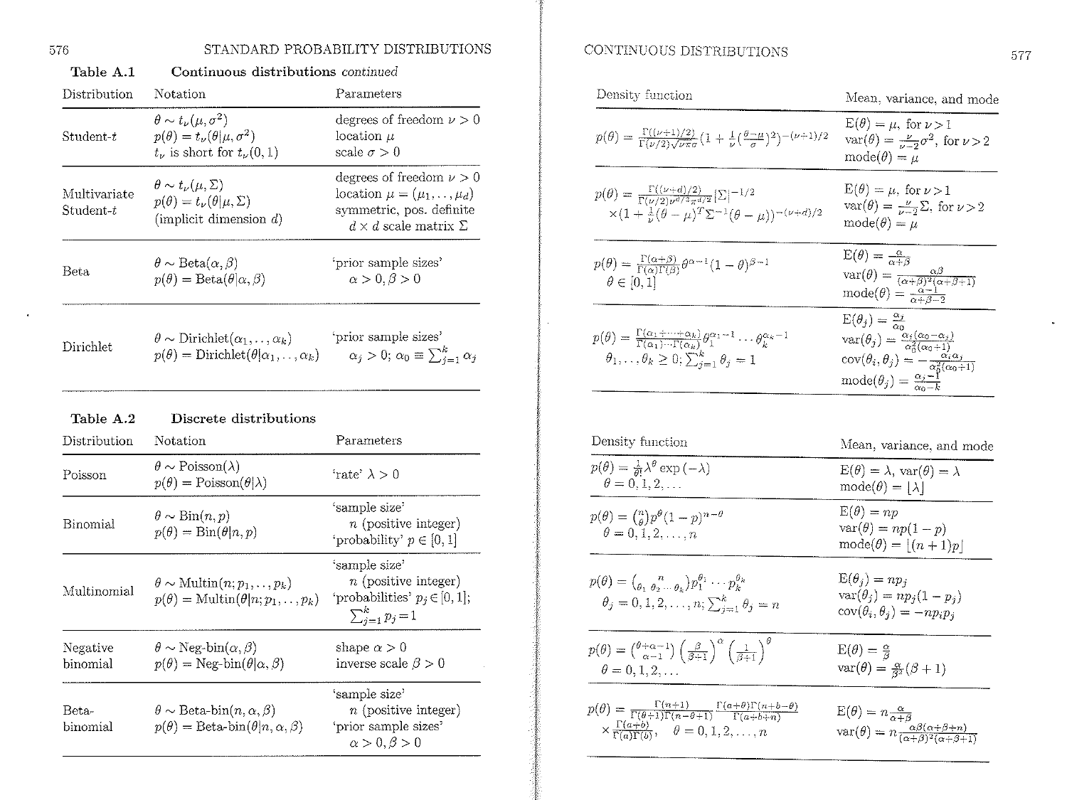**Table A.1** **Continuous distributions** *continued*

| Distribution | Notation | Parameters | Density function | Mean, variance, and mode |
|---|---|---|---|---|
| Student-$t$ | $\theta \sim t_\nu(\mu, \sigma^2)$<br>$p(\theta) = t_\nu(\theta\|\mu, \sigma^2)$<br>$t_\nu$ is short for $t_\nu(0, 1)$ | degrees of freedom $\nu > 0$<br>location $\mu$<br>scale $\sigma > 0$ | $p(\theta) = \frac{\Gamma((\nu+1)/2)}{\Gamma(\nu/2)\sqrt{\nu\pi}\sigma}(1 + \frac{1}{\nu}(\frac{\theta-\mu}{\sigma})^2)^{-(\nu+1)/2}$ | $E(\theta) = \mu$, for $\nu > 1$<br>$\text{var}(\theta) = \frac{\nu}{\nu-2}\sigma^2$, for $\nu > 2$<br>$\text{mode}(\theta) = \mu$ |
| Multivariate Student-$t$ | $\theta \sim t_\nu(\mu, \Sigma)$<br>$p(\theta) = t_\nu(\theta\|\mu, \Sigma)$<br>(implicit dimension $d$) | degrees of freedom $\nu > 0$<br>location $\mu = (\mu_1, \ldots, \mu_d)$<br>symmetric, pos. definite $d \times d$ scale matrix $\Sigma$ | $p(\theta) = \frac{\Gamma((\nu+d)/2)}{\Gamma(\nu/2)\nu^{d/2}\pi^{d/2}}\|\Sigma\|^{-1/2}$<br>$\times (1 + \frac{1}{\nu}(\theta-\mu)^T\Sigma^{-1}(\theta-\mu))^{-(\nu+d)/2}$ | $E(\theta) = \mu$, for $\nu > 1$<br>$\text{var}(\theta) = \frac{\nu}{\nu-2}\Sigma$, for $\nu > 2$<br>$\text{mode}(\theta) = \mu$ |
| Beta | $\theta \sim \text{Beta}(\alpha, \beta)$<br>$p(\theta) = \text{Beta}(\theta\|\alpha, \beta)$ | 'prior sample sizes'<br>$\alpha > 0, \beta > 0$ | $p(\theta) = \frac{\Gamma(\alpha+\beta)}{\Gamma(\alpha)\Gamma(\beta)}\theta^{\alpha-1}(1-\theta)^{\beta-1}$<br>$\theta \in [0, 1]$ | $E(\theta) = \frac{\alpha}{\alpha+\beta}$<br>$\text{var}(\theta) = \frac{\alpha\beta}{(\alpha+\beta)^2(\alpha+\beta+1)}$<br>$\text{mode}(\theta) = \frac{\alpha-1}{\alpha+\beta-2}$ |
| Dirichlet | $\theta \sim \text{Dirichlet}(\alpha_1, \ldots, \alpha_k)$<br>$p(\theta) = \text{Dirichlet}(\theta\|\alpha_1, \ldots, \alpha_k)$ | 'prior sample sizes'<br>$\alpha_j > 0$; $\alpha_0 \equiv \sum_{j=1}^k \alpha_j$ | $p(\theta) = \frac{\Gamma(\alpha_1+\cdots+\alpha_k)}{\Gamma(\alpha_1)\cdots\Gamma(\alpha_k)}\theta_1^{\alpha_1-1}\cdots\theta_k^{\alpha_k-1}$<br>$\theta_1, \ldots, \theta_k \geq 0$; $\sum_{j=1}^k \theta_j = 1$ | $E(\theta_j) = \frac{\alpha_j}{\alpha_0}$<br>$\text{var}(\theta_j) = \frac{\alpha_j(\alpha_0-\alpha_j)}{\alpha_0^2(\alpha_0+1)}$<br>$\text{cov}(\theta_i, \theta_j) = -\frac{\alpha_i\alpha_j}{\alpha_0^2(\alpha_0+1)}$<br>$\text{mode}(\theta_j) = \frac{\alpha_j-1}{\alpha_0-k}$ |

**Table A.2** **Discrete distributions**

| Distribution | Notation | Parameters | Density function | Mean, variance, and mode |
|---|---|---|---|---|
| Poisson | $\theta \sim \text{Poisson}(\lambda)$<br>$p(\theta) = \text{Poisson}(\theta\|\lambda)$ | 'rate' $\lambda > 0$ | $p(\theta) = \frac{1}{\theta!}\lambda^\theta \exp(-\lambda)$<br>$\theta = 0, 1, 2, \ldots$ | $E(\theta) = \lambda$, $\text{var}(\theta) = \lambda$<br>$\text{mode}(\theta) = \lfloor\lambda\rfloor$ |
| Binomial | $\theta \sim \text{Bin}(n, p)$<br>$p(\theta) = \text{Bin}(\theta\|n, p)$ | 'sample size' $n$ (positive integer)<br>'probability' $p \in [0, 1]$ | $p(\theta) = \binom{n}{\theta}p^\theta(1-p)^{n-\theta}$<br>$\theta = 0, 1, 2, \ldots, n$ | $E(\theta) = np$<br>$\text{var}(\theta) = np(1-p)$<br>$\text{mode}(\theta) = \lfloor(n+1)p\rfloor$ |
| Multinomial | $\theta \sim \text{Multin}(n; p_1, \ldots, p_k)$<br>$p(\theta) = \text{Multin}(\theta\|n; p_1, \ldots, p_k)$ | 'sample size' $n$ (positive integer)<br>'probabilities' $p_j \in [0, 1]$;<br>$\sum_{j=1}^k p_j = 1$ | $p(\theta) = \binom{n}{\theta_1\ \theta_2 \cdots \theta_k}p_1^{\theta_1}\cdots p_k^{\theta_k}$<br>$\theta_j = 0, 1, 2, \ldots, n$; $\sum_{j=1}^k \theta_j = n$ | $E(\theta_j) = np_j$<br>$\text{var}(\theta_j) = np_j(1-p_j)$<br>$\text{cov}(\theta_i, \theta_j) = -np_ip_j$ |
| Negative binomial | $\theta \sim \text{Neg-bin}(\alpha, \beta)$<br>$p(\theta) = \text{Neg-bin}(\theta\|\alpha, \beta)$ | shape $\alpha > 0$<br>inverse scale $\beta > 0$ | $p(\theta) = \binom{\theta+\alpha-1}{\alpha-1}\left(\frac{\beta}{\beta+1}\right)^\alpha\left(\frac{1}{\beta+1}\right)^\theta$<br>$\theta = 0, 1, 2, \ldots$ | $E(\theta) = \frac{\alpha}{\beta}$<br>$\text{var}(\theta) = \frac{\alpha}{\beta^2}(\beta+1)$ |
| Beta-binomial | $\theta \sim \text{Beta-bin}(n, \alpha, \beta)$<br>$p(\theta) = \text{Beta-bin}(\theta\|n, \alpha, \beta)$ | 'sample size' $n$ (positive integer)<br>'prior sample sizes' $\alpha > 0, \beta > 0$ | $p(\theta) = \frac{\Gamma(n+1)}{\Gamma(\theta+1)\Gamma(n-\theta+1)}\frac{\Gamma(a+\theta)\Gamma(n+b-\theta)}{\Gamma(a+b+n)}$<br>$\times\frac{\Gamma(a+b)}{\Gamma(a)\Gamma(b)}$, $\theta = 0, 1, 2, \ldots, n$ | $E(\theta) = n\frac{\alpha}{\alpha+\beta}$<br>$\text{var}(\theta) = n\frac{\alpha\beta(\alpha+\beta+n)}{(\alpha+\beta)^2(\alpha+\beta+1)}$ |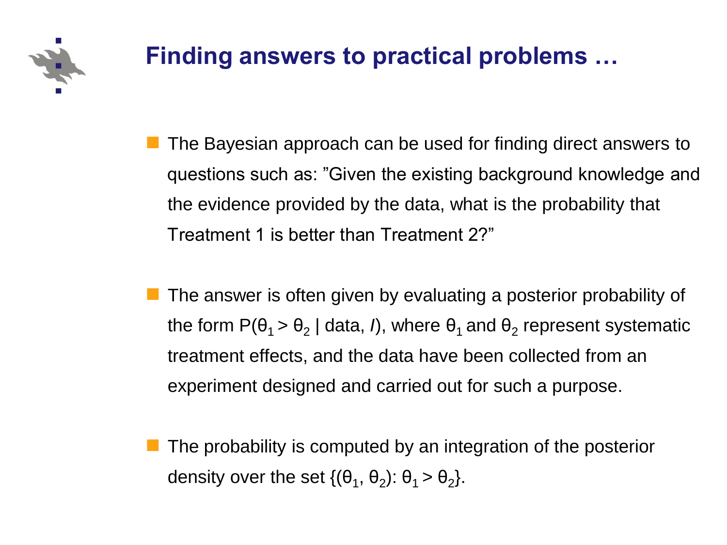# Finding answers to practical problems …

- The Bayesian approach can be used for finding direct answers to questions such as: ”Given the existing background knowledge and the evidence provided by the data, what is the probability that Treatment 1 is better than Treatment 2?”

- The answer is often given by evaluating a posterior probability of the form $P(\theta_1 > \theta_2 \mid \text{data}, I)$, where $\theta_1$ and $\theta_2$ represent systematic treatment effects, and the data have been collected from an experiment designed and carried out for such a purpose.

- The probability is computed by an integration of the posterior density over the set $\{(\theta_1, \theta_2)\colon \theta_1 > \theta_2\}$.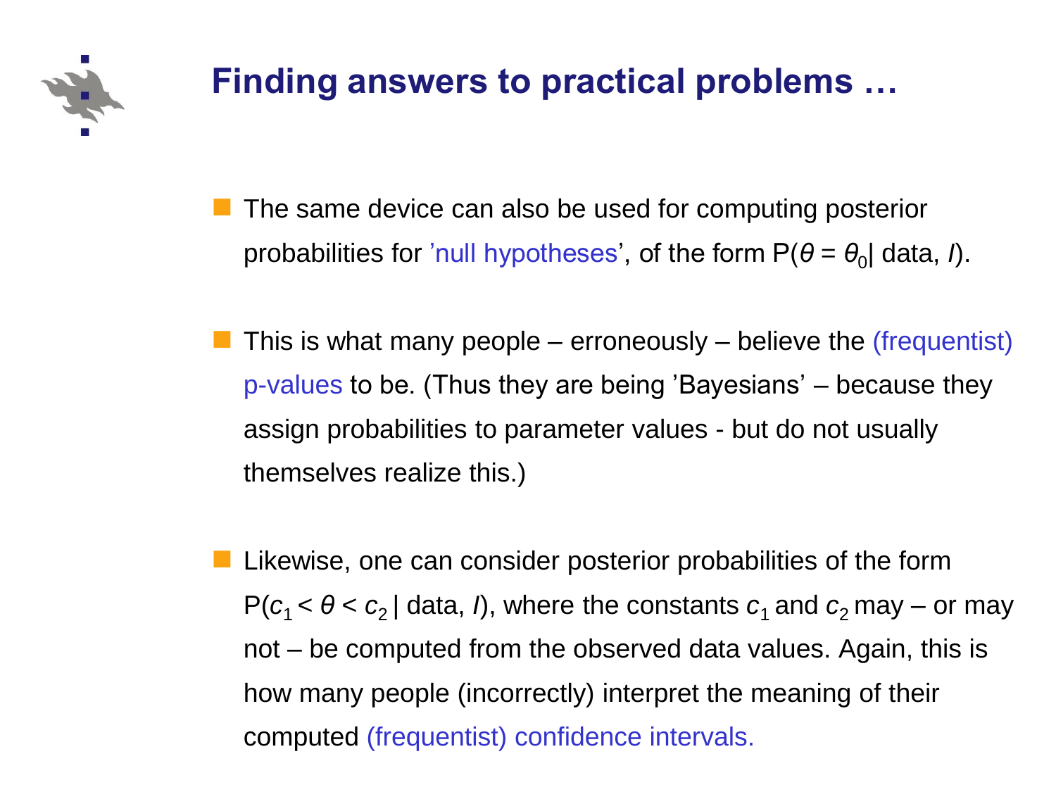# Finding answers to practical problems …

- The same device can also be used for computing posterior probabilities for ’null hypotheses’, of the form $P(\theta = \theta_0 | \text{data}, I)$.

- This is what many people – erroneously – believe the (frequentist) p-values to be. (Thus they are being ’Bayesians’ – because they assign probabilities to parameter values - but do not usually themselves realize this.)

- Likewise, one can consider posterior probabilities of the form $P(c_1 < \theta < c_2 | \text{data}, I)$, where the constants $c_1$ and $c_2$ may – or may not – be computed from the observed data values. Again, this is how many people (incorrectly) interpret the meaning of their computed (frequentist) confidence intervals.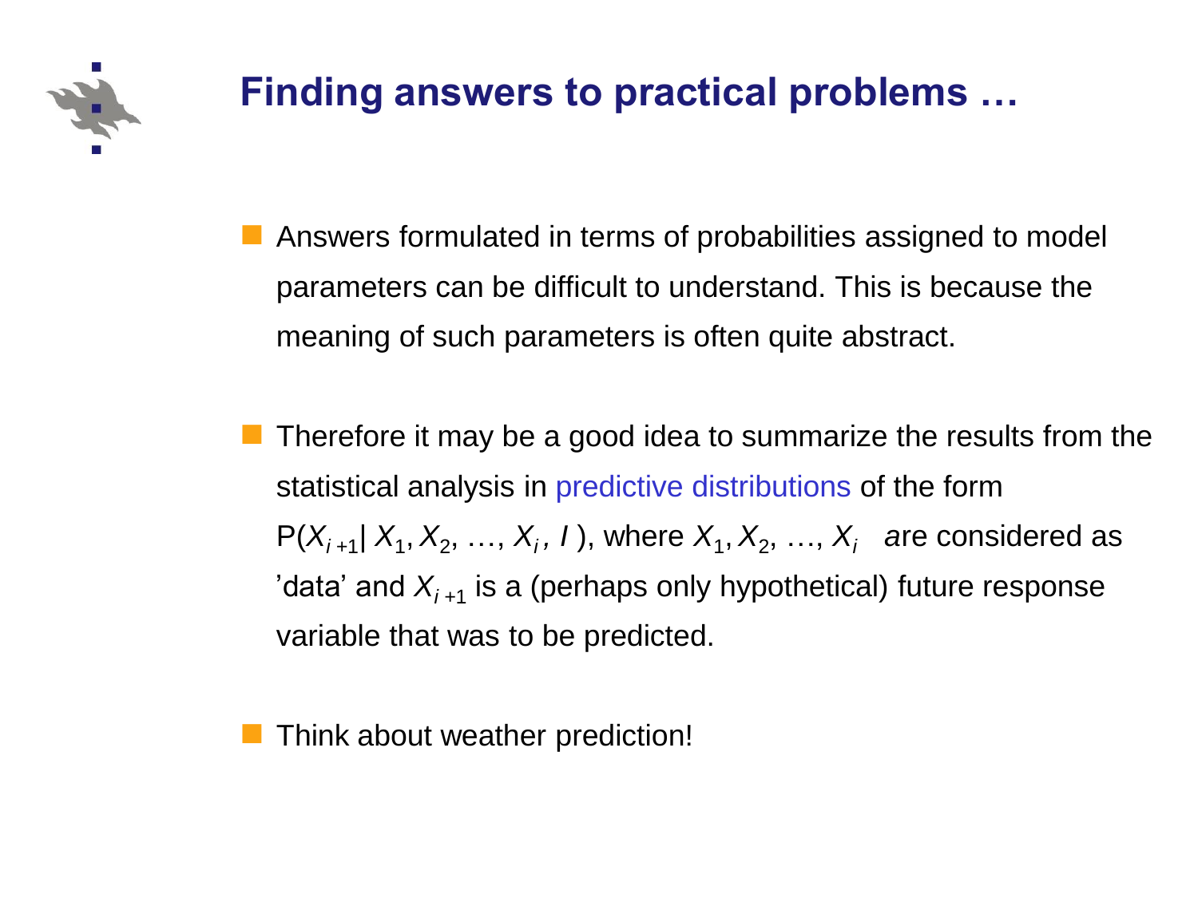# Finding answers to practical problems …

- Answers formulated in terms of probabilities assigned to model parameters can be difficult to understand. This is because the meaning of such parameters is often quite abstract.

- Therefore it may be a good idea to summarize the results from the statistical analysis in predictive distributions of the form $P(X_{i+1} | X_1, X_2, \ldots, X_i, I)$, where $X_1, X_2, \ldots, X_i$ are considered as 'data' and $X_{i+1}$ is a (perhaps only hypothetical) future response variable that was to be predicted.

- Think about weather prediction!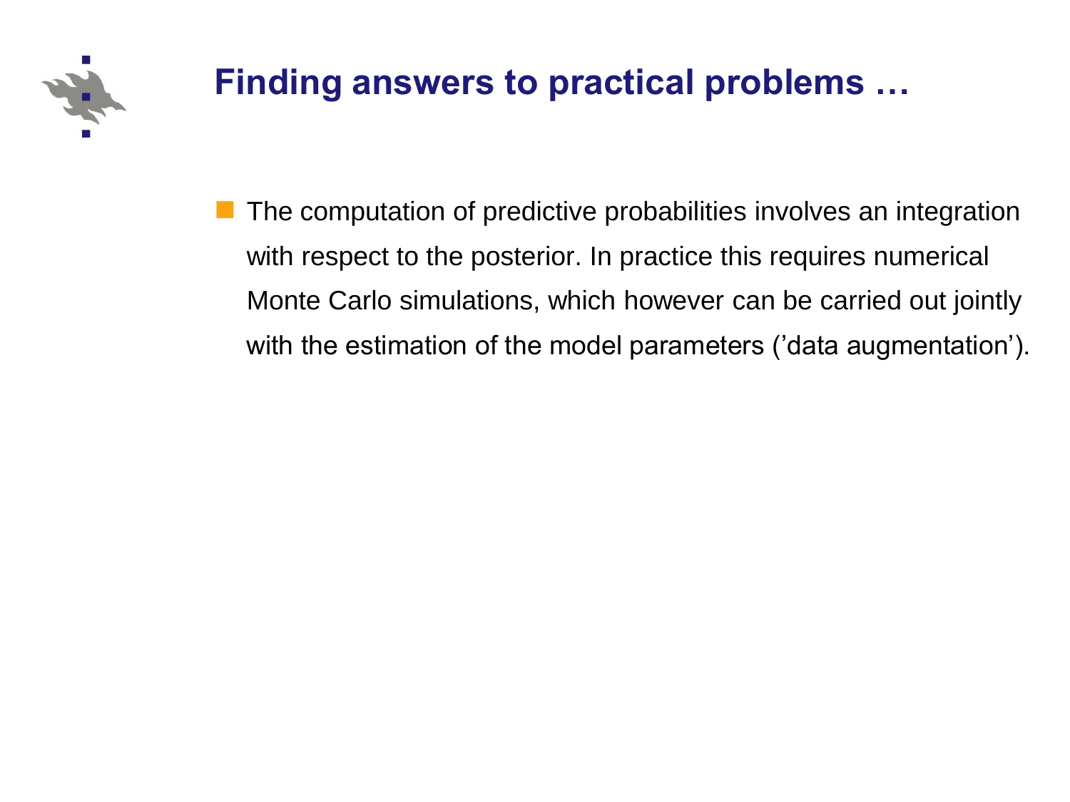# Finding answers to practical problems …

- The computation of predictive probabilities involves an integration with respect to the posterior. In practice this requires numerical Monte Carlo simulations, which however can be carried out jointly with the estimation of the model parameters ('data augmentation').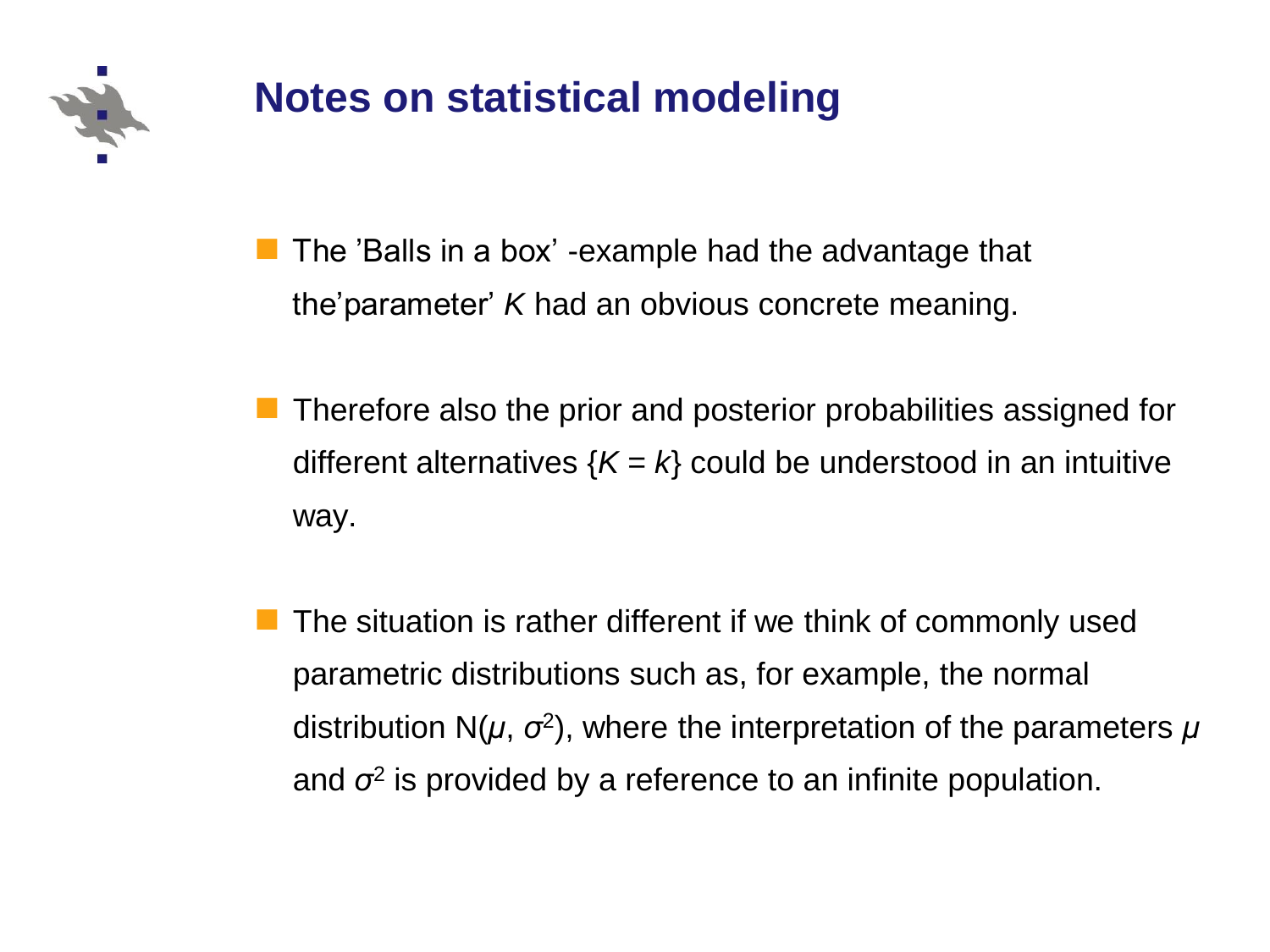# Notes on statistical modeling

- The 'Balls in a box' -example had the advantage that the'parameter' $K$ had an obvious concrete meaning.

- Therefore also the prior and posterior probabilities assigned for different alternatives $\{K = k\}$ could be understood in an intuitive way.

- The situation is rather different if we think of commonly used parametric distributions such as, for example, the normal distribution $N(\mu, \sigma^2)$, where the interpretation of the parameters $\mu$ and $\sigma^2$ is provided by a reference to an infinite population.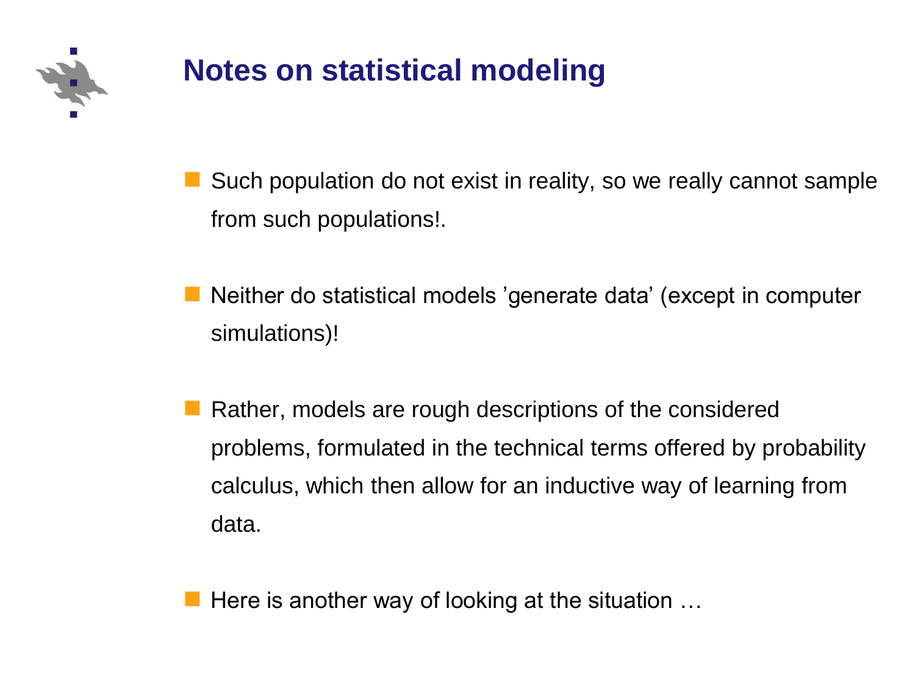# Notes on statistical modeling

- Such population do not exist in reality, so we really cannot sample from such populations!.
- Neither do statistical models ’generate data’ (except in computer simulations)!
- Rather, models are rough descriptions of the considered problems, formulated in the technical terms offered by probability calculus, which then allow for an inductive way of learning from data.
- Here is another way of looking at the situation …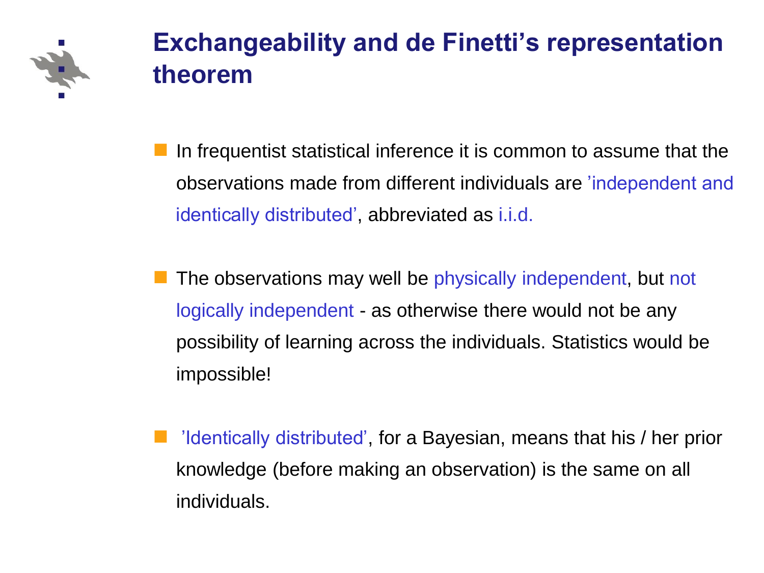# Exchangeability and de Finetti's representation theorem

- In frequentist statistical inference it is common to assume that the observations made from different individuals are 'independent and identically distributed', abbreviated as i.i.d.

- The observations may well be physically independent, but not logically independent - as otherwise there would not be any possibility of learning across the individuals. Statistics would be impossible!

- 'Identically distributed', for a Bayesian, means that his / her prior knowledge (before making an observation) is the same on all individuals.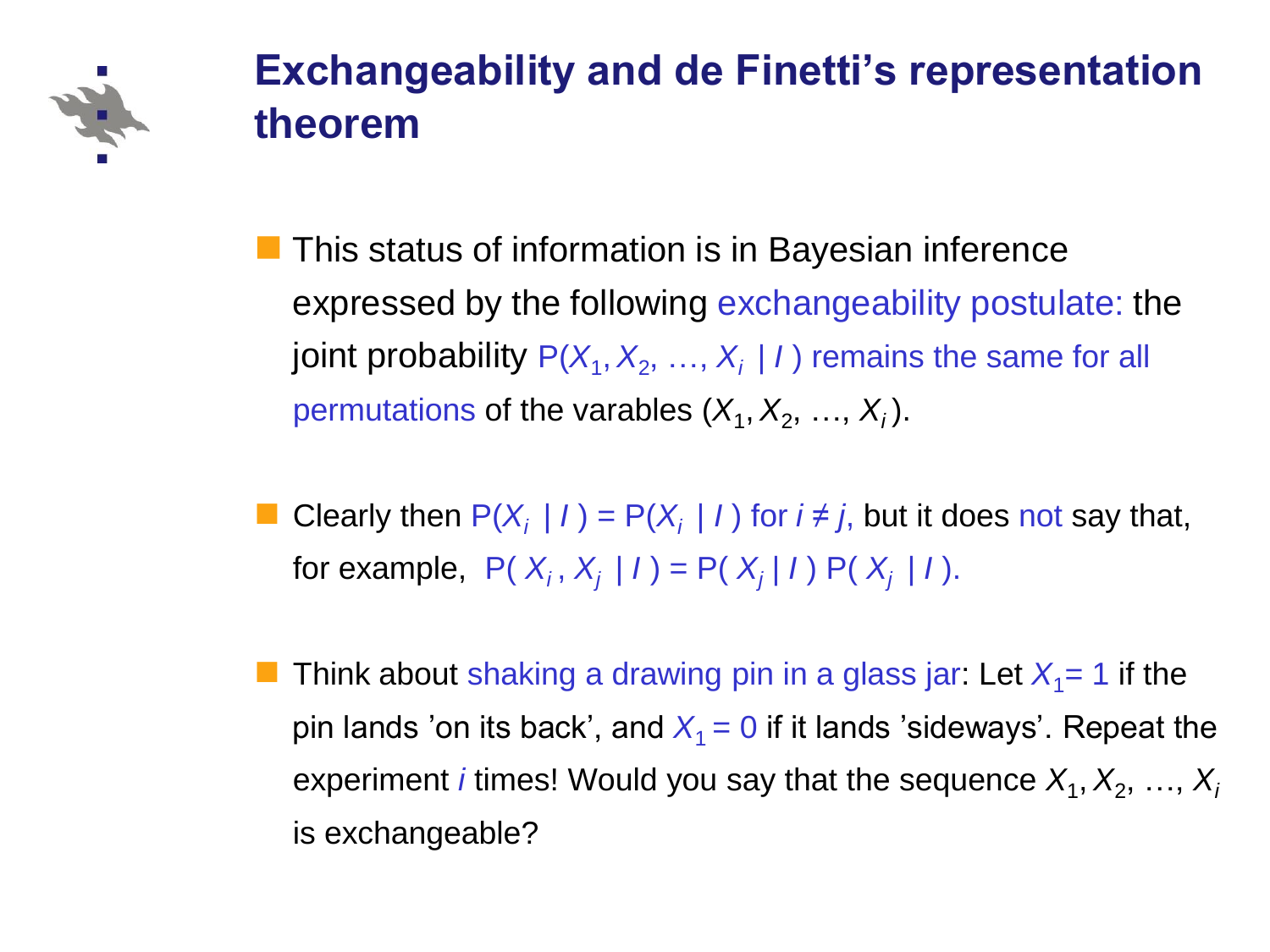# Exchangeability and de Finetti's representation theorem

- This status of information is in Bayesian inference expressed by the following exchangeability postulate: the joint probability $P(X_1, X_2, \ldots, X_i \mid I)$ remains the same for all permutations of the varables $(X_1, X_2, \ldots, X_i)$.

- Clearly then $P(X_i \mid I) = P(X_i \mid I)$ for $i \neq j$, but it does not say that, for example, $P(X_i, X_j \mid I) = P(X_j \mid I)\, P(X_j \mid I)$.

- Think about shaking a drawing pin in a glass jar: Let $X_1 = 1$ if the pin lands 'on its back', and $X_1 = 0$ if it lands 'sideways'. Repeat the experiment $i$ times! Would you say that the sequence $X_1, X_2, \ldots, X_i$ is exchangeable?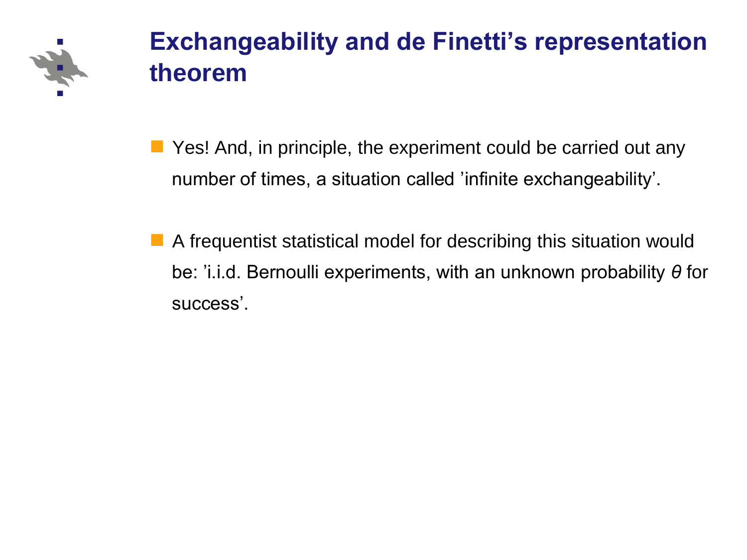# Exchangeability and de Finetti's representation theorem

- Yes! And, in principle, the experiment could be carried out any number of times, a situation called 'infinite exchangeability'.
- A frequentist statistical model for describing this situation would be: 'i.i.d. Bernoulli experiments, with an unknown probability $\theta$ for success'.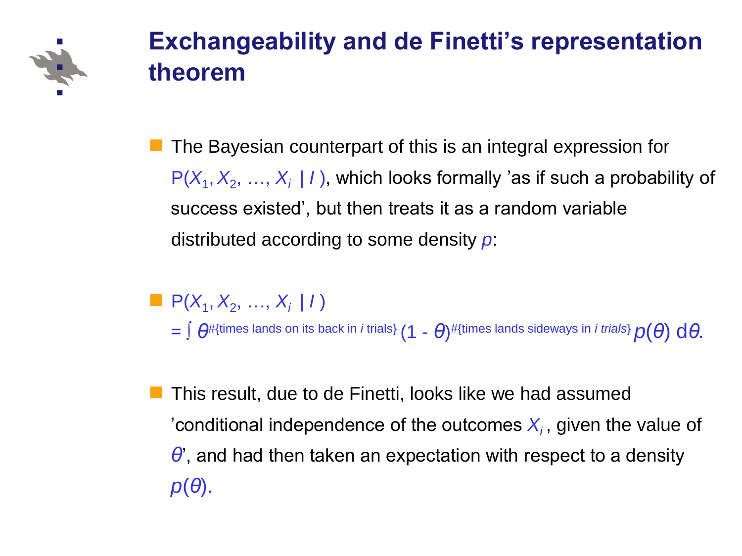# Exchangeability and de Finetti's representation theorem

- The Bayesian counterpart of this is an integral expression for $P(X_1, X_2, \ldots, X_i \mid I)$, which looks formally 'as if such a probability of success existed', but then treats it as a random variable distributed according to some density $p$:

- $P(X_1, X_2, \ldots, X_i \mid I)$
  $= \int \theta^{\#\{\text{times lands on its back in } i \text{ trials}\}} (1 - \theta)^{\#\{\text{times lands sideways in } i \text{ trials}\}} p(\theta) \, d\theta.$

- This result, due to de Finetti, looks like we had assumed 'conditional independence of the outcomes $X_i$, given the value of $\theta$', and had then taken an expectation with respect to a density $p(\theta)$.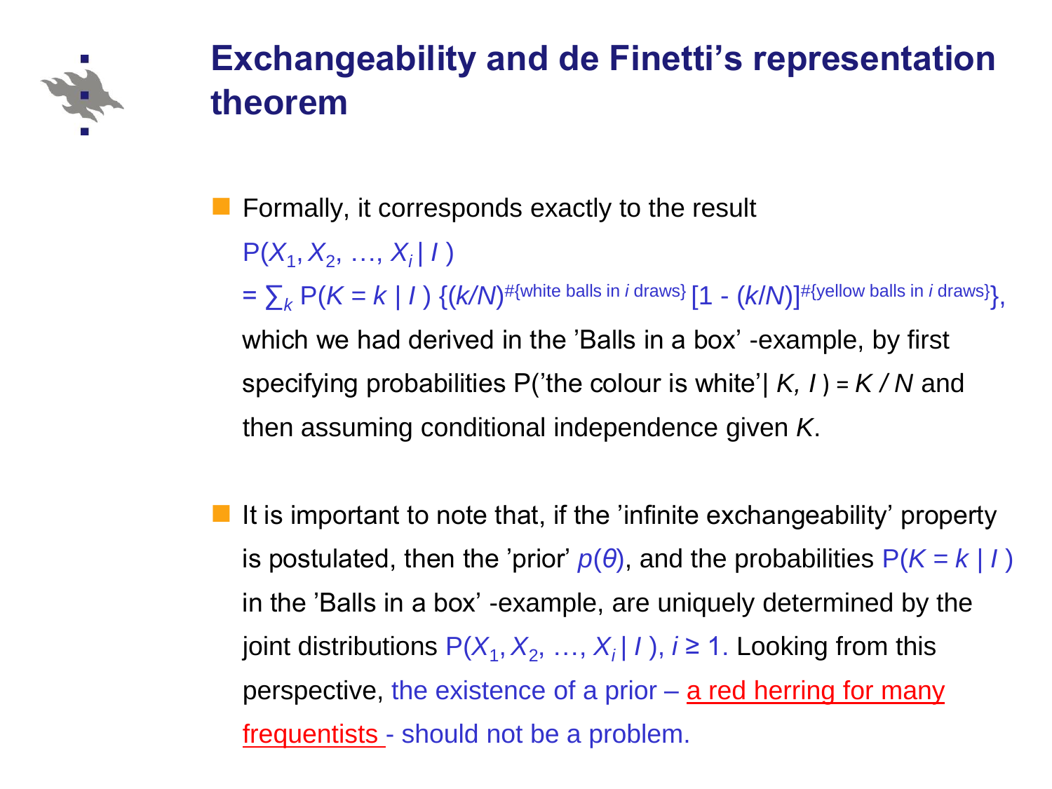# Exchangeability and de Finetti's representation theorem

- Formally, it corresponds exactly to the result

  $P(X_1, X_2, \ldots, X_i \mid I)$

  $= \sum_k P(K = k \mid I) \{(k/N)^{\#\{\text{white balls in } i \text{ draws}\}} [1 - (k/N)]^{\#\{\text{yellow balls in } i \text{ draws}\}}\}$,

  which we had derived in the 'Balls in a box' -example, by first specifying probabilities P('the colour is white'$\mid K, I) = K / N$ and then assuming conditional independence given $K$.

- It is important to note that, if the 'infinite exchangeability' property is postulated, then the 'prior' $p(\theta)$, and the probabilities $P(K = k \mid I)$ in the 'Balls in a box' -example, are uniquely determined by the joint distributions $P(X_1, X_2, \ldots, X_i \mid I)$, $i \geq 1$. Looking from this perspective, the existence of a prior – a red herring for many frequentists - should not be a problem.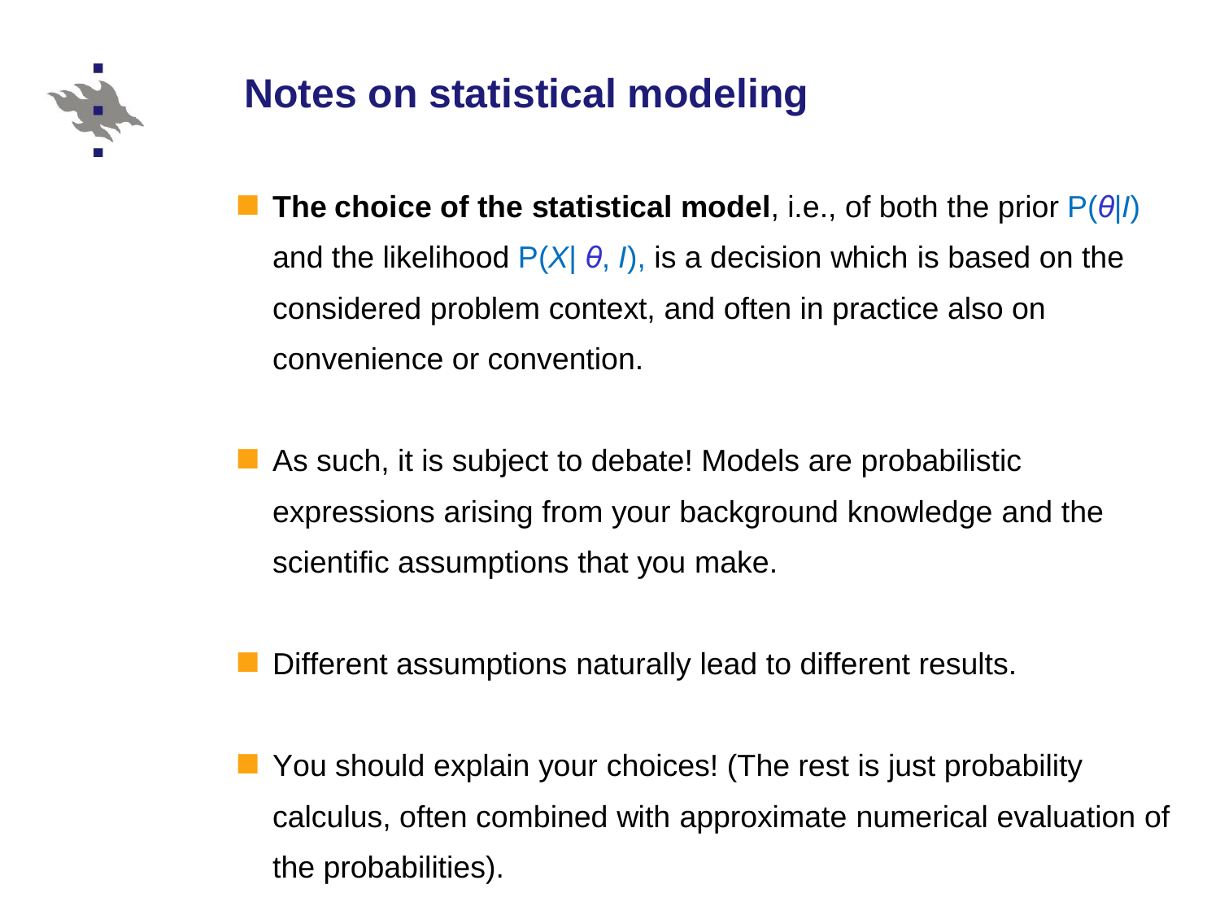# Notes on statistical modeling

- **The choice of the statistical model**, i.e., of both the prior $P(\theta|I)$ and the likelihood $P(X|\theta, I)$, is a decision which is based on the considered problem context, and often in practice also on convenience or convention.
- As such, it is subject to debate! Models are probabilistic expressions arising from your background knowledge and the scientific assumptions that you make.
- Different assumptions naturally lead to different results.
- You should explain your choices! (The rest is just probability calculus, often combined with approximate numerical evaluation of the probabilities).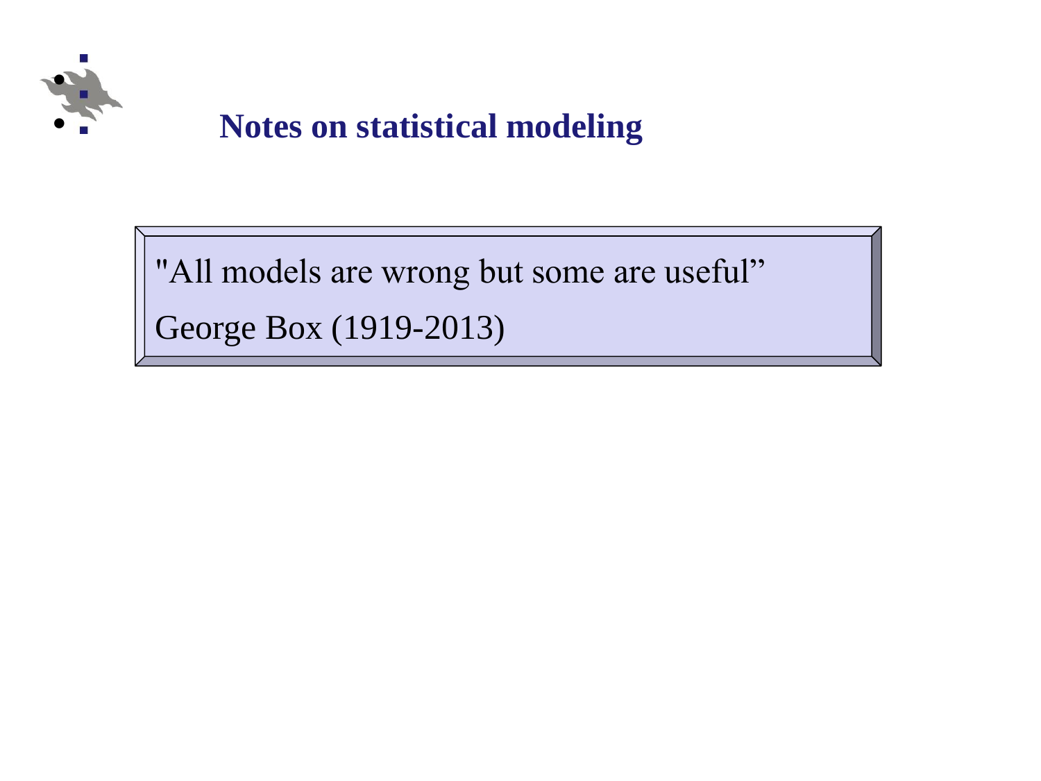# Notes on statistical modeling

> "All models are wrong but some are useful”
>
> George Box (1919-2013)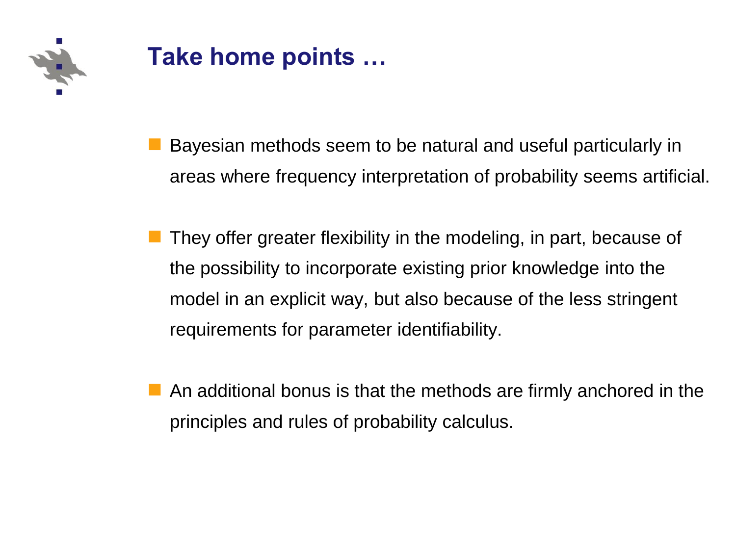# Take home points …

- Bayesian methods seem to be natural and useful particularly in areas where frequency interpretation of probability seems artificial.

- They offer greater flexibility in the modeling, in part, because of the possibility to incorporate existing prior knowledge into the model in an explicit way, but also because of the less stringent requirements for parameter identifiability.

- An additional bonus is that the methods are firmly anchored in the principles and rules of probability calculus.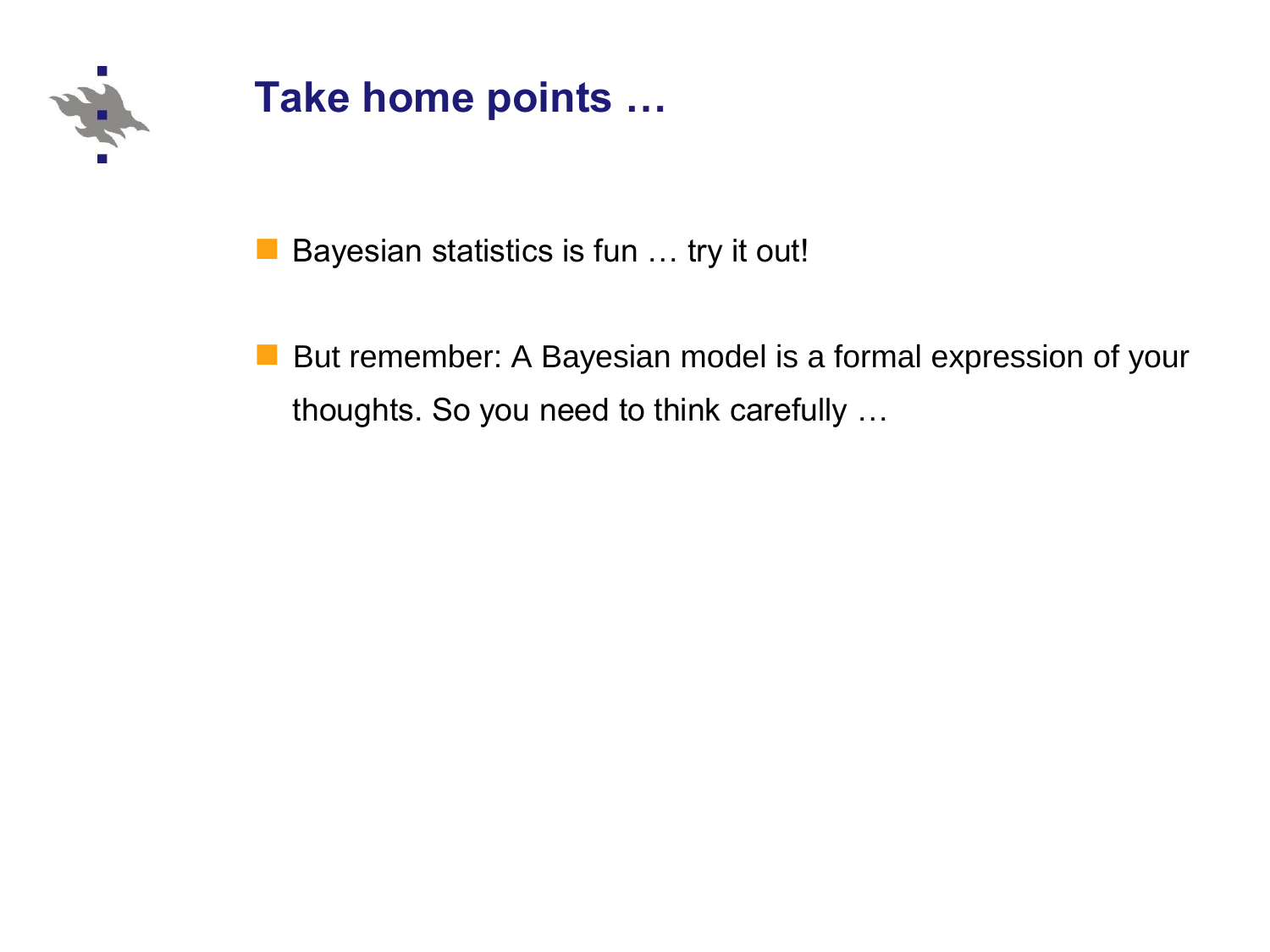# Take home points …

- Bayesian statistics is fun … try it out!

- But remember: A Bayesian model is a formal expression of your thoughts. So you need to think carefully …